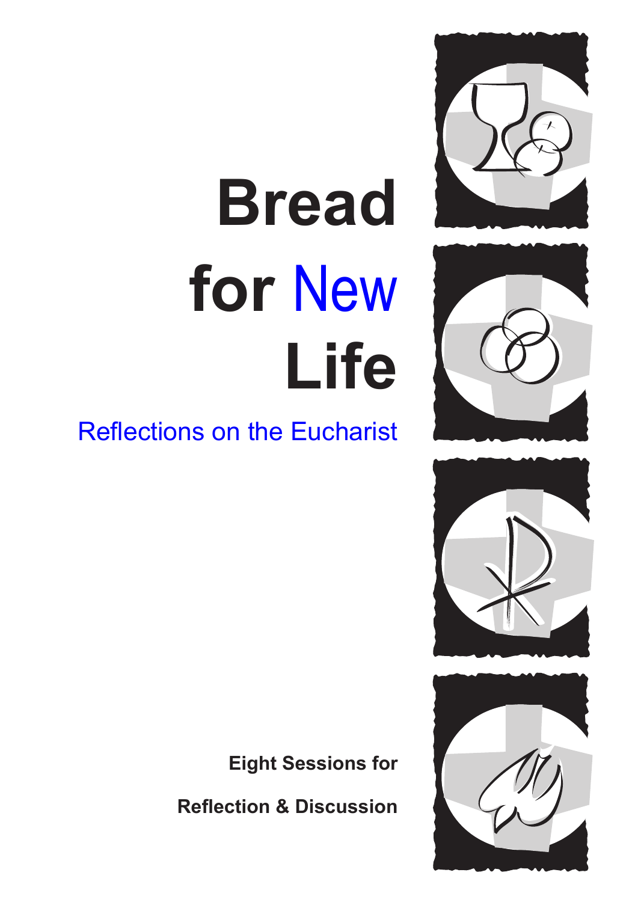# Bread for New Life

## Reflections on the Eucharist

**Eight Sessions for**

**Reflection & Discussion**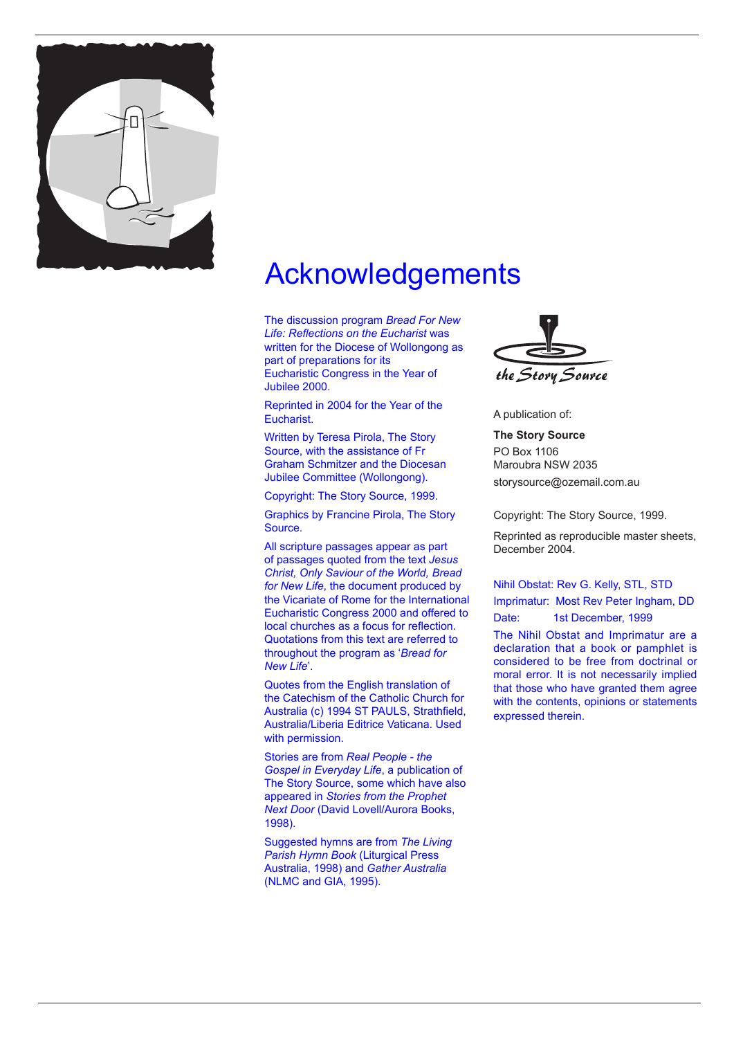# Acknowledgements

The discussion program *Bread For New Life: Reflections on the Eucharist* was written for the Diocese of Wollongong as part of preparations for its Eucharistic Congress in the Year of Jubilee 2000.

Reprinted in 2004 for the Year of the Eucharist.

Written by Teresa Pirola, The Story Source, with the assistance of Fr Graham Schmitzer and the Diocesan Jubilee Committee (Wollongong).

Copyright: The Story Source, 1999.

Graphics by Francine Pirola, The Story Source.

All scripture passages appear as part of passages quoted from the text *Jesus Christ, Only Saviour of the World, Bread for New Life*, the document produced by the Vicariate of Rome for the International Eucharistic Congress 2000 and offered to local churches as a focus for reflection. Quotations from this text are referred to throughout the program as '*Bread for New Life*'.

Quotes from the English translation of the Catechism of the Catholic Church for Australia (c) 1994 ST PAULS, Strathfield, Australia/Liberia Editrice Vaticana. Used with permission.

Stories are from *Real People - the Gospel in Everyday Life*, a publication of The Story Source, some which have also appeared in *Stories from the Prophet Next Door* (David Lovell/Aurora Books, 1998).

Suggested hymns are from *The Living Parish Hymn Book* (Liturgical Press Australia, 1998) and *Gather Australia* (NLMC and GIA, 1995).

the Story Source

A publication of:

**The Story Source**
PO Box 1106
Maroubra NSW 2035
storysource@ozemail.com.au

Copyright: The Story Source, 1999.

Reprinted as reproducible master sheets, December 2004.

Nihil Obstat: Rev G. Kelly, STL, STD
Imprimatur: Most Rev Peter Ingham, DD
Date: 1st December, 1999

The Nihil Obstat and Imprimatur are a declaration that a book or pamphlet is considered to be free from doctrinal or moral error. It is not necessarily implied that those who have granted them agree with the contents, opinions or statements expressed therein.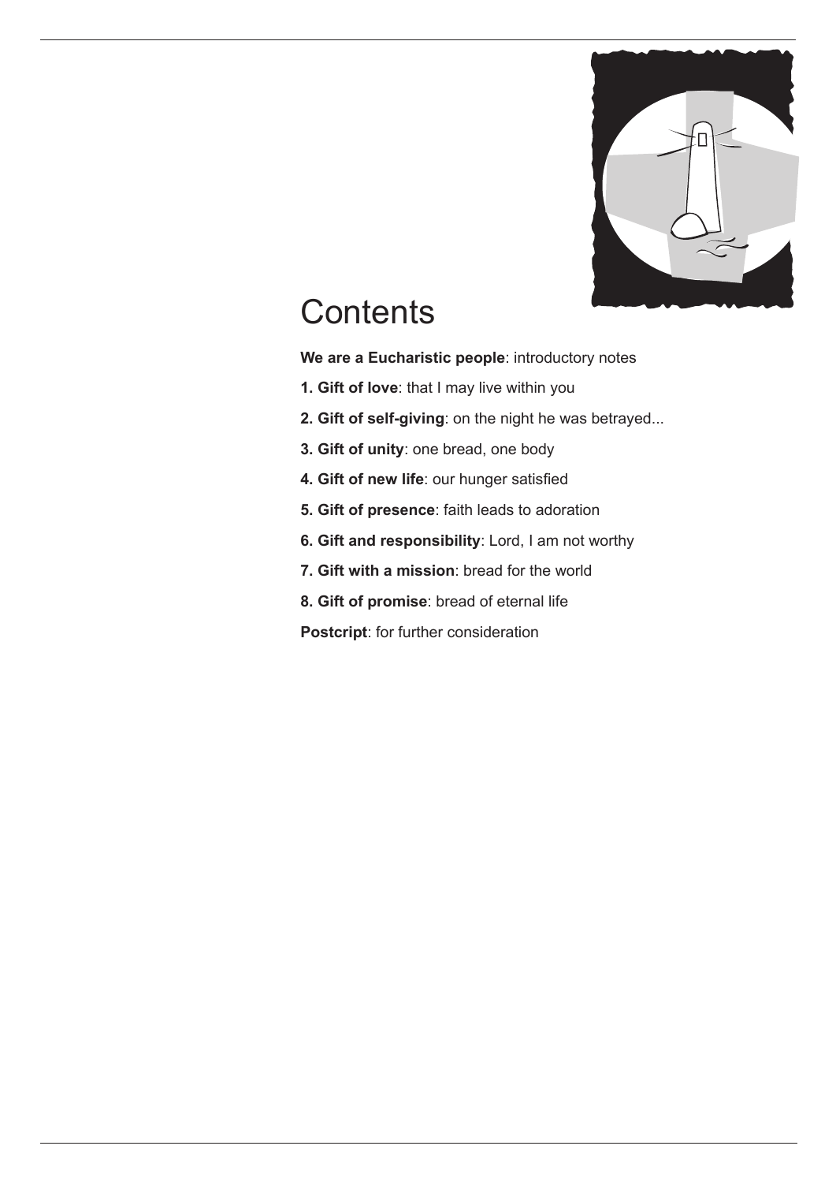# Contents

**We are a Eucharistic people**: introductory notes

**1. Gift of love**: that I may live within you

**2. Gift of self-giving**: on the night he was betrayed...

**3. Gift of unity**: one bread, one body

**4. Gift of new life**: our hunger satisfied

**5. Gift of presence**: faith leads to adoration

**6. Gift and responsibility**: Lord, I am not worthy

**7. Gift with a mission**: bread for the world

**8. Gift of promise**: bread of eternal life

**Postcript**: for further consideration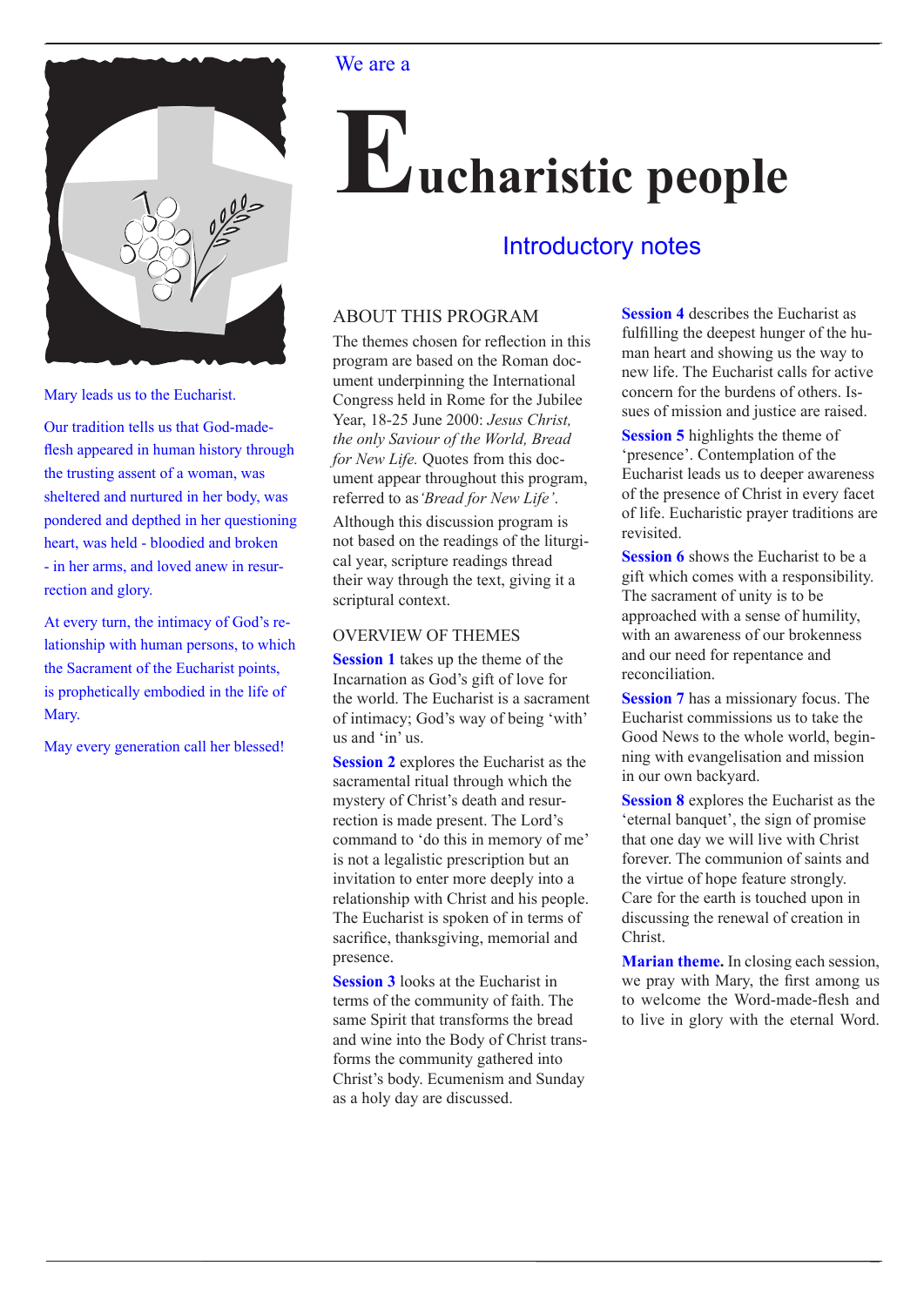We are a

# Eucharistic people

## Introductory notes

Mary leads us to the Eucharist.

Our tradition tells us that God-made-flesh appeared in human history through the trusting assent of a woman, was sheltered and nurtured in her body, was pondered and depthed in her questioning heart, was held - bloodied and broken - in her arms, and loved anew in resurrection and glory.

At every turn, the intimacy of God's relationship with human persons, to which the Sacrament of the Eucharist points, is prophetically embodied in the life of Mary.

May every generation call her blessed!

### ABOUT THIS PROGRAM

The themes chosen for reflection in this program are based on the Roman document underpinning the International Congress held in Rome for the Jubilee Year, 18-25 June 2000: *Jesus Christ, the only Saviour of the World, Bread for New Life.* Quotes from this document appear throughout this program, referred to as *'Bread for New Life'*.

Although this discussion program is not based on the readings of the liturgical year, scripture readings thread their way through the text, giving it a scriptural context.

### OVERVIEW OF THEMES

**Session 1** takes up the theme of the Incarnation as God's gift of love for the world. The Eucharist is a sacrament of intimacy; God's way of being 'with' us and 'in' us.

**Session 2** explores the Eucharist as the sacramental ritual through which the mystery of Christ's death and resurrection is made present. The Lord's command to 'do this in memory of me' is not a legalistic prescription but an invitation to enter more deeply into a relationship with Christ and his people. The Eucharist is spoken of in terms of sacrifice, thanksgiving, memorial and presence.

**Session 3** looks at the Eucharist in terms of the community of faith. The same Spirit that transforms the bread and wine into the Body of Christ transforms the community gathered into Christ's body. Ecumenism and Sunday as a holy day are discussed.

**Session 4** describes the Eucharist as fulfilling the deepest hunger of the human heart and showing us the way to new life. The Eucharist calls for active concern for the burdens of others. Issues of mission and justice are raised.

**Session 5** highlights the theme of 'presence'. Contemplation of the Eucharist leads us to deeper awareness of the presence of Christ in every facet of life. Eucharistic prayer traditions are revisited.

**Session 6** shows the Eucharist to be a gift which comes with a responsibility. The sacrament of unity is to be approached with a sense of humility, with an awareness of our brokenness and our need for repentance and reconciliation.

**Session 7** has a missionary focus. The Eucharist commissions us to take the Good News to the whole world, beginning with evangelisation and mission in our own backyard.

**Session 8** explores the Eucharist as the 'eternal banquet', the sign of promise that one day we will live with Christ forever. The communion of saints and the virtue of hope feature strongly. Care for the earth is touched upon in discussing the renewal of creation in Christ.

**Marian theme.** In closing each session, we pray with Mary, the first among us to welcome the Word-made-flesh and to live in glory with the eternal Word.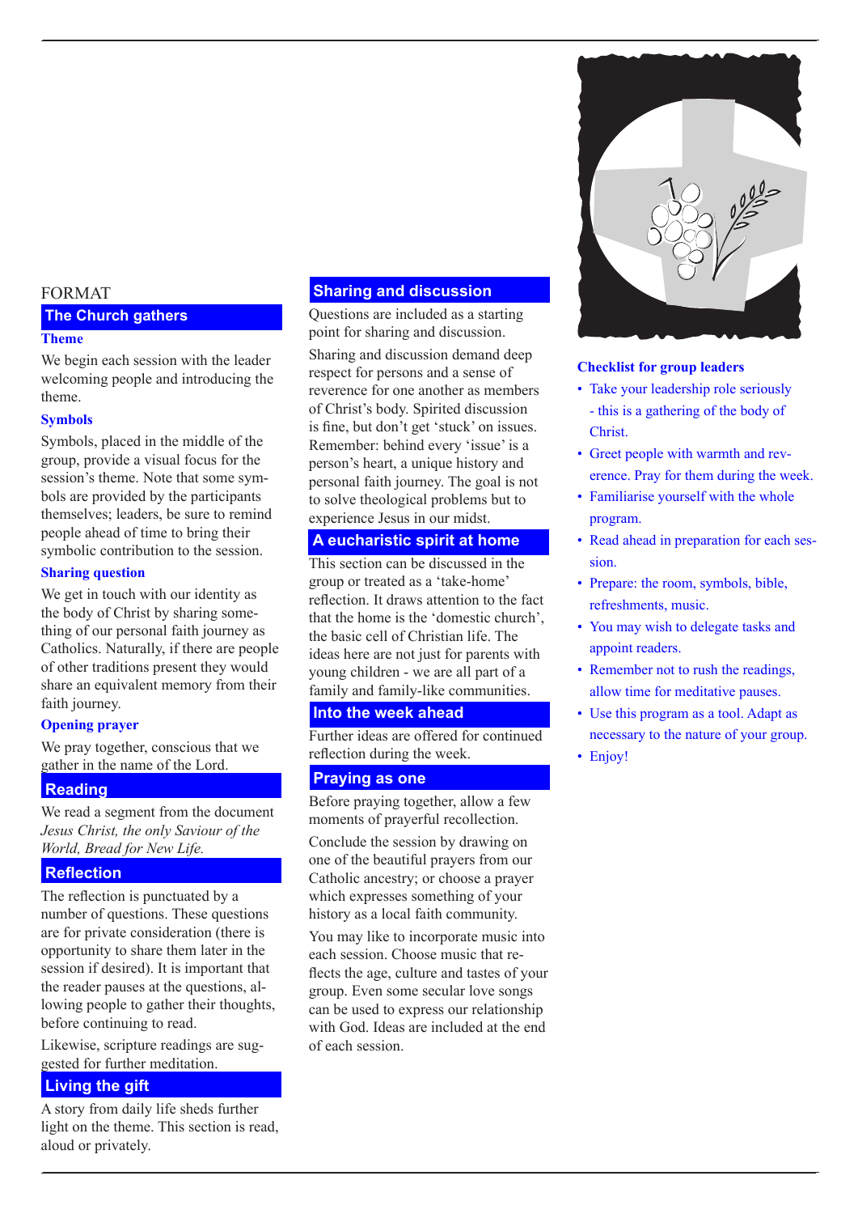FORMAT

## The Church gathers

### Theme

We begin each session with the leader welcoming people and introducing the theme.

### Symbols

Symbols, placed in the middle of the group, provide a visual focus for the session's theme. Note that some symbols are provided by the participants themselves; leaders, be sure to remind people ahead of time to bring their symbolic contribution to the session.

### Sharing question

We get in touch with our identity as the body of Christ by sharing something of our personal faith journey as Catholics. Naturally, if there are people of other traditions present they would share an equivalent memory from their faith journey.

### Opening prayer

We pray together, conscious that we gather in the name of the Lord.

## Reading

We read a segment from the document *Jesus Christ, the only Saviour of the World, Bread for New Life.*

## Reflection

The reflection is punctuated by a number of questions. These questions are for private consideration (there is opportunity to share them later in the session if desired). It is important that the reader pauses at the questions, allowing people to gather their thoughts, before continuing to read.

Likewise, scripture readings are suggested for further meditation.

## Living the gift

A story from daily life sheds further light on the theme. This section is read, aloud or privately.

## Sharing and discussion

Questions are included as a starting point for sharing and discussion.

Sharing and discussion demand deep respect for persons and a sense of reverence for one another as members of Christ's body. Spirited discussion is fine, but don't get 'stuck' on issues. Remember: behind every 'issue' is a person's heart, a unique history and personal faith journey. The goal is not to solve theological problems but to experience Jesus in our midst.

## A eucharistic spirit at home

This section can be discussed in the group or treated as a 'take-home' reflection. It draws attention to the fact that the home is the 'domestic church', the basic cell of Christian life. The ideas here are not just for parents with young children - we are all part of a family and family-like communities.

## Into the week ahead

Further ideas are offered for continued reflection during the week.

## Praying as one

Before praying together, allow a few moments of prayerful recollection.

Conclude the session by drawing on one of the beautiful prayers from our Catholic ancestry; or choose a prayer which expresses something of your history as a local faith community.

You may like to incorporate music into each session. Choose music that reflects the age, culture and tastes of your group. Even some secular love songs can be used to express our relationship with God. Ideas are included at the end of each session.

### Checklist for group leaders

- Take your leadership role seriously - this is a gathering of the body of Christ.
- Greet people with warmth and reverence. Pray for them during the week.
- Familiarise yourself with the whole program.
- Read ahead in preparation for each session.
- Prepare: the room, symbols, bible, refreshments, music.
- You may wish to delegate tasks and appoint readers.
- Remember not to rush the readings, allow time for meditative pauses.
- Use this program as a tool. Adapt as necessary to the nature of your group.
- Enjoy!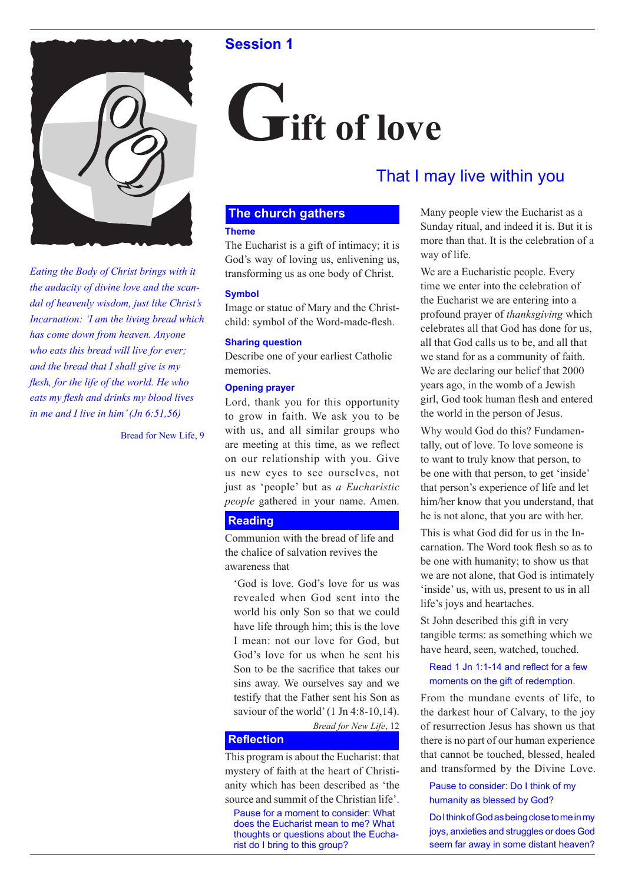## Session 1

# Gift of love

### That I may live within you

*Eating the Body of Christ brings with it the audacity of divine love and the scandal of heavenly wisdom, just like Christ's Incarnation: 'I am the living bread which has come down from heaven. Anyone who eats this bread will live for ever; and the bread that I shall give is my flesh, for the life of the world. He who eats my flesh and drinks my blood lives in me and I live in him' (Jn 6:51,56)*

Bread for New Life, 9

## The church gathers

**Theme**

The Eucharist is a gift of intimacy; it is God's way of loving us, enlivening us, transforming us as one body of Christ.

**Symbol**

Image or statue of Mary and the Christ-child: symbol of the Word-made-flesh.

**Sharing question**

Describe one of your earliest Catholic memories.

**Opening prayer**

Lord, thank you for this opportunity to grow in faith. We ask you to be with us, and all similar groups who are meeting at this time, as we reflect on our relationship with you. Give us new eyes to see ourselves, not just as 'people' but as *a Eucharistic people* gathered in your name. Amen.

## Reading

Communion with the bread of life and the chalice of salvation revives the awareness that

> 'God is love. God's love for us was revealed when God sent into the world his only Son so that we could have life through him; this is the love I mean: not our love for God, but God's love for us when he sent his Son to be the sacrifice that takes our sins away. We ourselves say and we testify that the Father sent his Son as saviour of the world' (1 Jn 4:8-10,14).

*Bread for New Life*, 12

## Reflection

This program is about the Eucharist: that mystery of faith at the heart of Christianity which has been described as 'the source and summit of the Christian life'.

Pause for a moment to consider: What does the Eucharist mean to me? What thoughts or questions about the Eucharist do I bring to this group?

Many people view the Eucharist as a Sunday ritual, and indeed it is. But it is more than that. It is the celebration of a way of life.

We are a Eucharistic people. Every time we enter into the celebration of the Eucharist we are entering into a profound prayer of *thanksgiving* which celebrates all that God has done for us, all that God calls us to be, and all that we stand for as a community of faith. We are declaring our belief that 2000 years ago, in the womb of a Jewish girl, God took human flesh and entered the world in the person of Jesus.

Why would God do this? Fundamentally, out of love. To love someone is to want to truly know that person, to be one with that person, to get 'inside' that person's experience of life and let him/her know that you understand, that he is not alone, that you are with her.

This is what God did for us in the Incarnation. The Word took flesh so as to be one with humanity; to show us that we are not alone, that God is intimately 'inside' us, with us, present to us in all life's joys and heartaches.

St John described this gift in very tangible terms: as something which we have heard, seen, watched, touched.

Read 1 Jn 1:1-14 and reflect for a few moments on the gift of redemption.

From the mundane events of life, to the darkest hour of Calvary, to the joy of resurrection Jesus has shown us that there is no part of our human experience that cannot be touched, blessed, healed and transformed by the Divine Love.

Pause to consider: Do I think of my humanity as blessed by God?

Do I think of God as being close to me in my joys, anxieties and struggles or does God seem far away in some distant heaven?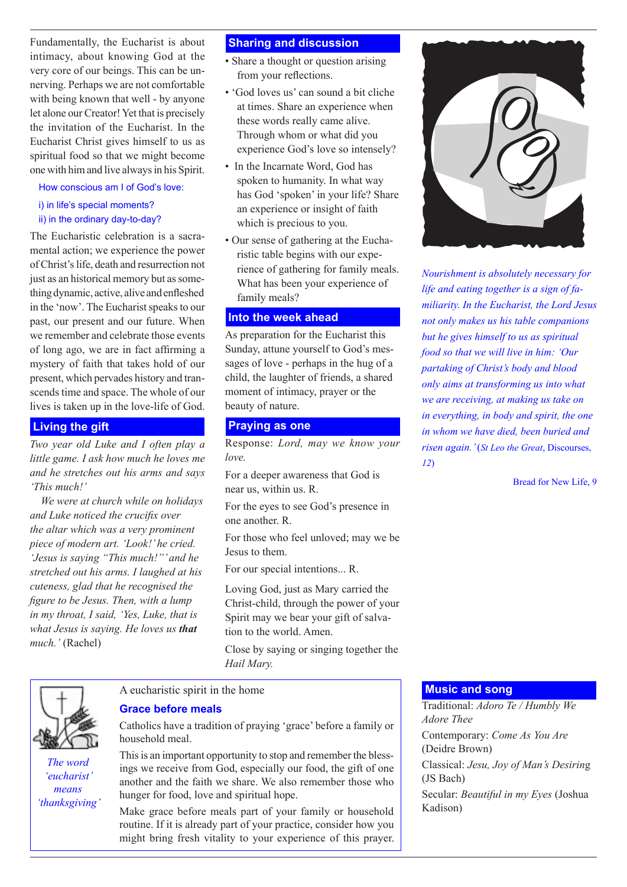Fundamentally, the Eucharist is about intimacy, about knowing God at the very core of our beings. This can be unnerving. Perhaps we are not comfortable with being known that well - by anyone let alone our Creator! Yet that is precisely the invitation of the Eucharist. In the Eucharist Christ gives himself to us as spiritual food so that we might become one with him and live always in his Spirit.

How conscious am I of God's love:

i) in life's special moments?

ii) in the ordinary day-to-day?

The Eucharistic celebration is a sacramental action; we experience the power of Christ's life, death and resurrection not just as an historical memory but as something dynamic, active, alive and enfleshed in the 'now'. The Eucharist speaks to our past, our present and our future. When we remember and celebrate those events of long ago, we are in fact affirming a mystery of faith that takes hold of our present, which pervades history and transcends time and space. The whole of our lives is taken up in the love-life of God.

## Living the gift

*Two year old Luke and I often play a little game. I ask how much he loves me and he stretches out his arms and says 'This much!'*

*We were at church while on holidays and Luke noticed the crucifix over the altar which was a very prominent piece of modern art. 'Look!' he cried. 'Jesus is saying "This much!"' and he stretched out his arms. I laughed at his cuteness, glad that he recognised the figure to be Jesus. Then, with a lump in my throat, I said, 'Yes, Luke, that is what Jesus is saying. He loves us* ***that*** *much.'* (Rachel)

## Sharing and discussion

- Share a thought or question arising from your reflections.
- 'God loves us' can sound a bit cliche at times. Share an experience when these words really came alive. Through whom or what did you experience God's love so intensely?
- In the Incarnate Word, God has spoken to humanity. In what way has God 'spoken' in your life? Share an experience or insight of faith which is precious to you.
- Our sense of gathering at the Eucharistic table begins with our experience of gathering for family meals. What has been your experience of family meals?

## Into the week ahead

As preparation for the Eucharist this Sunday, attune yourself to God's messages of love - perhaps in the hug of a child, the laughter of friends, a shared moment of intimacy, prayer or the beauty of nature.

## Praying as one

Response: *Lord, may we know your love.*

For a deeper awareness that God is near us, within us. R.

For the eyes to see God's presence in one another. R.

For those who feel unloved; may we be Jesus to them.

For our special intentions... R.

Loving God, just as Mary carried the Christ-child, through the power of your Spirit may we bear your gift of salvation to the world. Amen.

Close by saying or singing together the *Hail Mary.*

*Nourishment is absolutely necessary for life and eating together is a sign of familiarity. In the Eucharist, the Lord Jesus not only makes us his table companions but he gives himself to us as spiritual food so that we will live in him: 'Our partaking of Christ's body and blood only aims at transforming us into what we are receiving, at making us take on in everything, in body and spirit, the one in whom we have died, been buried and risen again.'* (*St Leo the Great*, Discourses, *12*)

Bread for New Life, 9

*The word 'eucharist' means 'thanksgiving'*

A eucharistic spirit in the home

### Grace before meals

Catholics have a tradition of praying 'grace' before a family or household meal.

This is an important opportunity to stop and remember the blessings we receive from God, especially our food, the gift of one another and the faith we share. We also remember those who hunger for food, love and spiritual hope.

Make grace before meals part of your family or household routine. If it is already part of your practice, consider how you might bring fresh vitality to your experience of this prayer.

## Music and song

Traditional: *Adoro Te / Humbly We Adore Thee*

Contemporary: *Come As You Are* (Deidre Brown)

Classical: *Jesu, Joy of Man's Desiring* (JS Bach)

Secular: *Beautiful in my Eyes* (Joshua Kadison)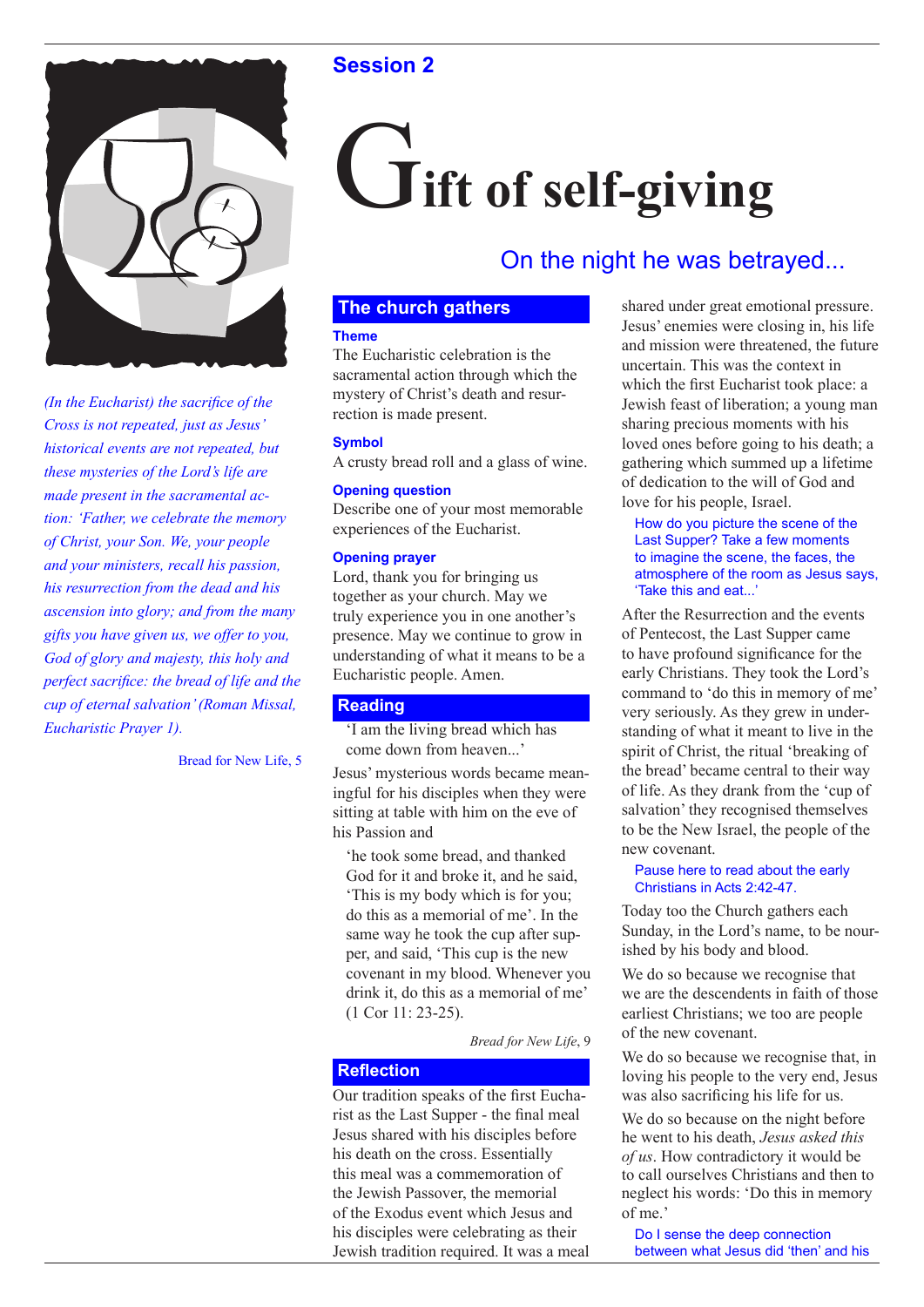Session 2

# Gift of self-giving

## On the night he was betrayed...

*(In the Eucharist) the sacrifice of the Cross is not repeated, just as Jesus' historical events are not repeated, but these mysteries of the Lord's life are made present in the sacramental action: 'Father, we celebrate the memory of Christ, your Son. We, your people and your ministers, recall his passion, his resurrection from the dead and his ascension into glory; and from the many gifts you have given us, we offer to you, God of glory and majesty, this holy and perfect sacrifice: the bread of life and the cup of eternal salvation' (Roman Missal, Eucharistic Prayer 1).*

Bread for New Life, 5

### The church gathers

**Theme**

The Eucharistic celebration is the sacramental action through which the mystery of Christ's death and resurrection is made present.

**Symbol**

A crusty bread roll and a glass of wine.

**Opening question**

Describe one of your most memorable experiences of the Eucharist.

**Opening prayer**

Lord, thank you for bringing us together as your church. May we truly experience you in one another's presence. May we continue to grow in understanding of what it means to be a Eucharistic people. Amen.

### Reading

> 'I am the living bread which has come down from heaven...'

Jesus' mysterious words became meaningful for his disciples when they were sitting at table with him on the eve of his Passion and

> 'he took some bread, and thanked God for it and broke it, and he said, 'This is my body which is for you; do this as a memorial of me'. In the same way he took the cup after supper, and said, 'This cup is the new covenant in my blood. Whenever you drink it, do this as a memorial of me' (1 Cor 11: 23-25).

*Bread for New Life*, 9

### Reflection

Our tradition speaks of the first Eucharist as the Last Supper - the final meal Jesus shared with his disciples before his death on the cross. Essentially this meal was a commemoration of the Jewish Passover, the memorial of the Exodus event which Jesus and his disciples were celebrating as their Jewish tradition required. It was a meal shared under great emotional pressure. Jesus' enemies were closing in, his life and mission were threatened, the future uncertain. This was the context in which the first Eucharist took place: a Jewish feast of liberation; a young man sharing precious moments with his loved ones before going to his death; a gathering which summed up a lifetime of dedication to the will of God and love for his people, Israel.

> How do you picture the scene of the Last Supper? Take a few moments to imagine the scene, the faces, the atmosphere of the room as Jesus says, 'Take this and eat...'

After the Resurrection and the events of Pentecost, the Last Supper came to have profound significance for the early Christians. They took the Lord's command to 'do this in memory of me' very seriously. As they grew in understanding of what it meant to live in the spirit of Christ, the ritual 'breaking of the bread' became central to their way of life. As they drank from the 'cup of salvation' they recognised themselves to be the New Israel, the people of the new covenant.

> Pause here to read about the early Christians in Acts 2:42-47.

Today too the Church gathers each Sunday, in the Lord's name, to be nourished by his body and blood.

We do so because we recognise that we are the descendents in faith of those earliest Christians; we too are people of the new covenant.

We do so because we recognise that, in loving his people to the very end, Jesus was also sacrificing his life for us.

We do so because on the night before he went to his death, *Jesus asked this of us*. How contradictory it would be to call ourselves Christians and then to neglect his words: 'Do this in memory of me.'

> Do I sense the deep connection between what Jesus did 'then' and his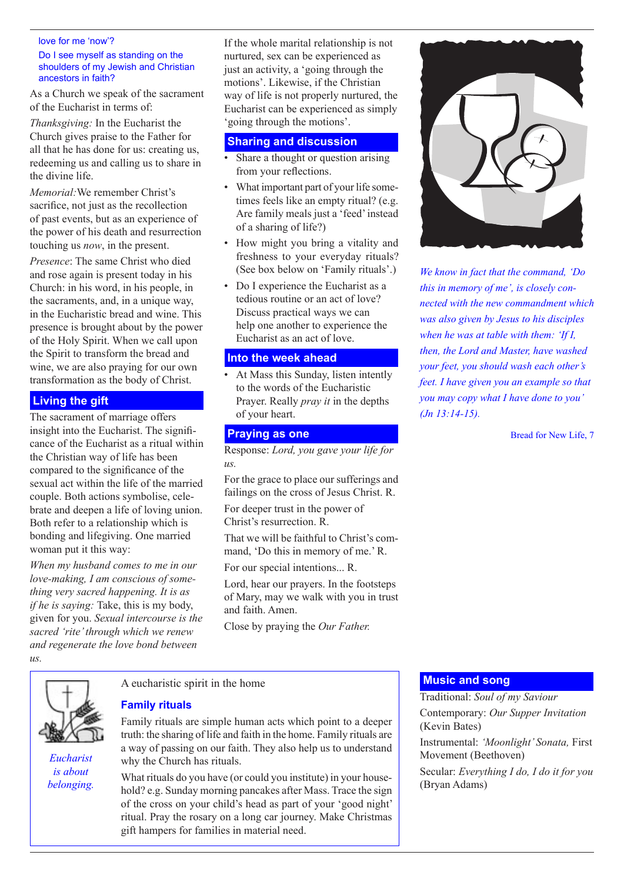love for me 'now'?

Do I see myself as standing on the shoulders of my Jewish and Christian ancestors in faith?

As a Church we speak of the sacrament of the Eucharist in terms of:

*Thanksgiving:* In the Eucharist the Church gives praise to the Father for all that he has done for us: creating us, redeeming us and calling us to share in the divine life.

*Memorial:* We remember Christ's sacrifice, not just as the recollection of past events, but as an experience of the power of his death and resurrection touching us *now*, in the present.

*Presence*: The same Christ who died and rose again is present today in his Church: in his word, in his people, in the sacraments, and, in a unique way, in the Eucharistic bread and wine. This presence is brought about by the power of the Holy Spirit. When we call upon the Spirit to transform the bread and wine, we are also praying for our own transformation as the body of Christ.

## Living the gift

The sacrament of marriage offers insight into the Eucharist. The significance of the Eucharist as a ritual within the Christian way of life has been compared to the significance of the sexual act within the life of the married couple. Both actions symbolise, celebrate and deepen a life of loving union. Both refer to a relationship which is bonding and lifegiving. One married woman put it this way:

*When my husband comes to me in our love-making, I am conscious of something very sacred happening. It is as if he is saying:* Take, this is my body, given for you. *Sexual intercourse is the sacred 'rite' through which we renew and regenerate the love bond between us.*

If the whole marital relationship is not nurtured, sex can be experienced as just an activity, a 'going through the motions'. Likewise, if the Christian way of life is not properly nurtured, the Eucharist can be experienced as simply 'going through the motions'.

## Sharing and discussion

- Share a thought or question arising from your reflections.
- What important part of your life sometimes feels like an empty ritual? (e.g. Are family meals just a 'feed' instead of a sharing of life?)
- How might you bring a vitality and freshness to your everyday rituals? (See box below on 'Family rituals'.)
- Do I experience the Eucharist as a tedious routine or an act of love? Discuss practical ways we can help one another to experience the Eucharist as an act of love.

## Into the week ahead

- At Mass this Sunday, listen intently to the words of the Eucharistic Prayer. Really *pray it* in the depths of your heart.

## Praying as one

Response: *Lord, you gave your life for us.*

For the grace to place our sufferings and failings on the cross of Jesus Christ. R.

For deeper trust in the power of Christ's resurrection. R.

That we will be faithful to Christ's command, 'Do this in memory of me.' R.

For our special intentions... R.

Lord, hear our prayers. In the footsteps of Mary, may we walk with you in trust and faith. Amen.

Close by praying the *Our Father.*

*We know in fact that the command, 'Do this in memory of me', is closely connected with the new commandment which was also given by Jesus to his disciples when he was at table with them: 'If I, then, the Lord and Master, have washed your feet, you should wash each other's feet. I have given you an example so that you may copy what I have done to you' (Jn 13:14-15).*

Bread for New Life, 7

A eucharistic spirit in the home

### Family rituals

Family rituals are simple human acts which point to a deeper truth: the sharing of life and faith in the home. Family rituals are a way of passing on our faith. They also help us to understand why the Church has rituals.

What rituals do you have (or could you institute) in your household? e.g. Sunday morning pancakes after Mass. Trace the sign of the cross on your child's head as part of your 'good night' ritual. Pray the rosary on a long car journey. Make Christmas gift hampers for families in material need.

*Eucharist is about belonging.*

## Music and song

Traditional: *Soul of my Saviour*

Contemporary: *Our Supper Invitation* (Kevin Bates)

Instrumental: *'Moonlight' Sonata,* First Movement (Beethoven)

Secular: *Everything I do, I do it for you* (Bryan Adams)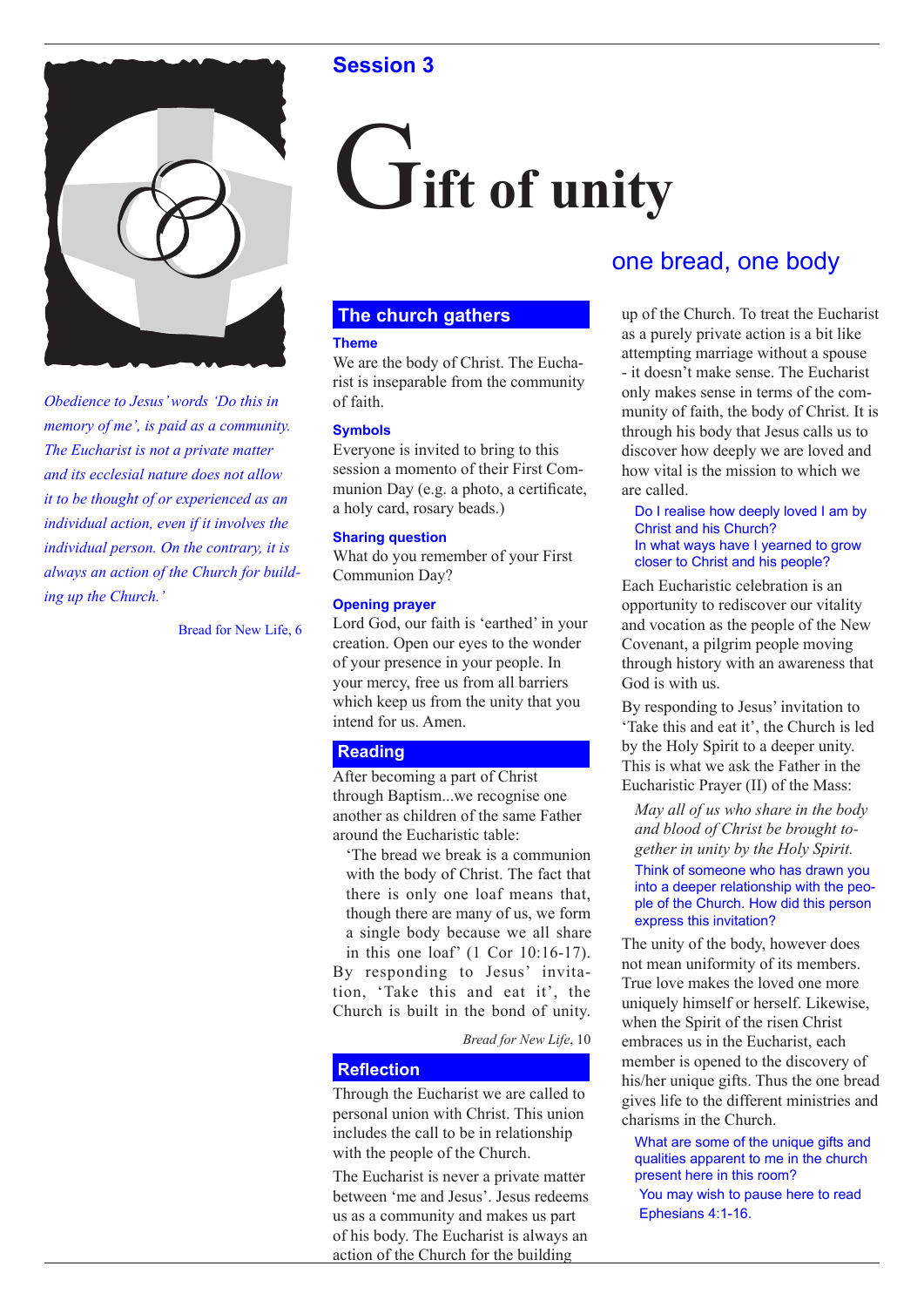## Session 3

# Gift of unity

## one bread, one body

*Obedience to Jesus' words 'Do this in memory of me', is paid as a community. The Eucharist is not a private matter and its ecclesial nature does not allow it to be thought of or experienced as an individual action, even if it involves the individual person. On the contrary, it is always an action of the Church for building up the Church.'*

Bread for New Life, 6

### The church gathers

**Theme**

We are the body of Christ. The Eucharist is inseparable from the community of faith.

**Symbols**

Everyone is invited to bring to this session a momento of their First Communion Day (e.g. a photo, a certificate, a holy card, rosary beads.)

**Sharing question**

What do you remember of your First Communion Day?

**Opening prayer**

Lord God, our faith is 'earthed' in your creation. Open our eyes to the wonder of your presence in your people. In your mercy, free us from all barriers which keep us from the unity that you intend for us. Amen.

### Reading

After becoming a part of Christ through Baptism...we recognise one another as children of the same Father around the Eucharistic table:

> 'The bread we break is a communion with the body of Christ. The fact that there is only one loaf means that, though there are many of us, we form a single body because we all share in this one loaf' (1 Cor 10:16-17).

By responding to Jesus' invitation, 'Take this and eat it', the Church is built in the bond of unity.

*Bread for New Life*, 10

### Reflection

Through the Eucharist we are called to personal union with Christ. This union includes the call to be in relationship with the people of the Church.

The Eucharist is never a private matter between 'me and Jesus'. Jesus redeems us as a community and makes us part of his body. The Eucharist is always an action of the Church for the building up of the Church. To treat the Eucharist as a purely private action is a bit like attempting marriage without a spouse - it doesn't make sense. The Eucharist only makes sense in terms of the community of faith, the body of Christ. It is through his body that Jesus calls us to discover how deeply we are loved and how vital is the mission to which we are called.

> Do I realise how deeply loved I am by Christ and his Church?
> In what ways have I yearned to grow closer to Christ and his people?

Each Eucharistic celebration is an opportunity to rediscover our vitality and vocation as the people of the New Covenant, a pilgrim people moving through history with an awareness that God is with us.

By responding to Jesus' invitation to 'Take this and eat it', the Church is led by the Holy Spirit to a deeper unity. This is what we ask the Father in the Eucharistic Prayer (II) of the Mass:

> *May all of us who share in the body and blood of Christ be brought together in unity by the Holy Spirit.*

> Think of someone who has drawn you into a deeper relationship with the people of the Church. How did this person express this invitation?

The unity of the body, however does not mean uniformity of its members. True love makes the loved one more uniquely himself or herself. Likewise, when the Spirit of the risen Christ embraces us in the Eucharist, each member is opened to the discovery of his/her unique gifts. Thus the one bread gives life to the different ministries and charisms in the Church.

> What are some of the unique gifts and qualities apparent to me in the church present here in this room?

> You may wish to pause here to read Ephesians 4:1-16.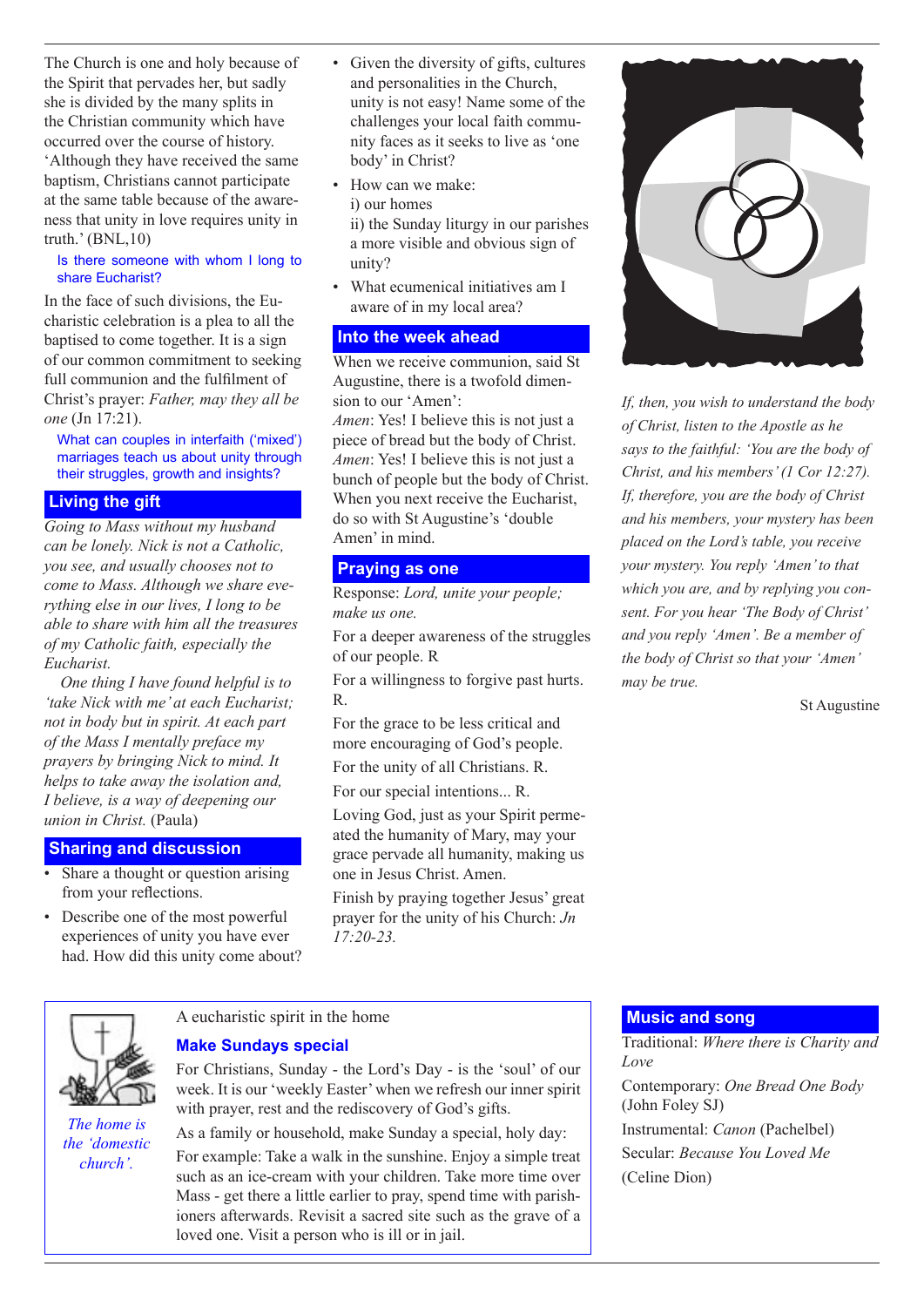The Church is one and holy because of the Spirit that pervades her, but sadly she is divided by the many splits in the Christian community which have occurred over the course of history. 'Although they have received the same baptism, Christians cannot participate at the same table because of the awareness that unity in love requires unity in truth.' (BNL,10)

Is there someone with whom I long to share Eucharist?

In the face of such divisions, the Eucharistic celebration is a plea to all the baptised to come together. It is a sign of our common commitment to seeking full communion and the fulfilment of Christ's prayer: *Father, may they all be one* (Jn 17:21).

What can couples in interfaith ('mixed') marriages teach us about unity through their struggles, growth and insights?

## Living the gift

*Going to Mass without my husband can be lonely. Nick is not a Catholic, you see, and usually chooses not to come to Mass. Although we share everything else in our lives, I long to be able to share with him all the treasures of my Catholic faith, especially the Eucharist.*

*One thing I have found helpful is to 'take Nick with me' at each Eucharist; not in body but in spirit. At each part of the Mass I mentally preface my prayers by bringing Nick to mind. It helps to take away the isolation and, I believe, is a way of deepening our union in Christ.* (Paula)

## Sharing and discussion

- Share a thought or question arising from your reflections.
- Describe one of the most powerful experiences of unity you have ever had. How did this unity come about?
- Given the diversity of gifts, cultures and personalities in the Church, unity is not easy! Name some of the challenges your local faith community faces as it seeks to live as 'one body' in Christ?
- How can we make:
  i) our homes
  ii) the Sunday liturgy in our parishes a more visible and obvious sign of unity?
- What ecumenical initiatives am I aware of in my local area?

## Into the week ahead

When we receive communion, said St Augustine, there is a twofold dimension to our 'Amen':

*Amen*: Yes! I believe this is not just a piece of bread but the body of Christ.
*Amen*: Yes! I believe this is not just a bunch of people but the body of Christ.

When you next receive the Eucharist, do so with St Augustine's 'double Amen' in mind.

## Praying as one

Response: *Lord, unite your people; make us one.*

For a deeper awareness of the struggles of our people. R

For a willingness to forgive past hurts. R.

For the grace to be less critical and more encouraging of God's people.

For the unity of all Christians. R.

For our special intentions... R.

Loving God, just as your Spirit permeated the humanity of Mary, may your grace pervade all humanity, making us one in Jesus Christ. Amen.

Finish by praying together Jesus' great prayer for the unity of his Church: *Jn 17:20-23.*

*If, then, you wish to understand the body of Christ, listen to the Apostle as he says to the faithful: 'You are the body of Christ, and his members' (1 Cor 12:27). If, therefore, you are the body of Christ and his members, your mystery has been placed on the Lord's table, you receive your mystery. You reply 'Amen' to that which you are, and by replying you consent. For you hear 'The Body of Christ' and you reply 'Amen'. Be a member of the body of Christ so that your 'Amen' may be true.*

St Augustine

*The home is the 'domestic church'.*

A eucharistic spirit in the home

## Make Sundays special

For Christians, Sunday - the Lord's Day - is the 'soul' of our week. It is our 'weekly Easter' when we refresh our inner spirit with prayer, rest and the rediscovery of God's gifts.

As a family or household, make Sunday a special, holy day:

For example: Take a walk in the sunshine. Enjoy a simple treat such as an ice-cream with your children. Take more time over Mass - get there a little earlier to pray, spend time with parishioners afterwards. Revisit a sacred site such as the grave of a loved one. Visit a person who is ill or in jail.

## Music and song

Traditional: *Where there is Charity and Love*

Contemporary: *One Bread One Body* (John Foley SJ)

Instrumental: *Canon* (Pachelbel)

Secular: *Because You Loved Me* (Celine Dion)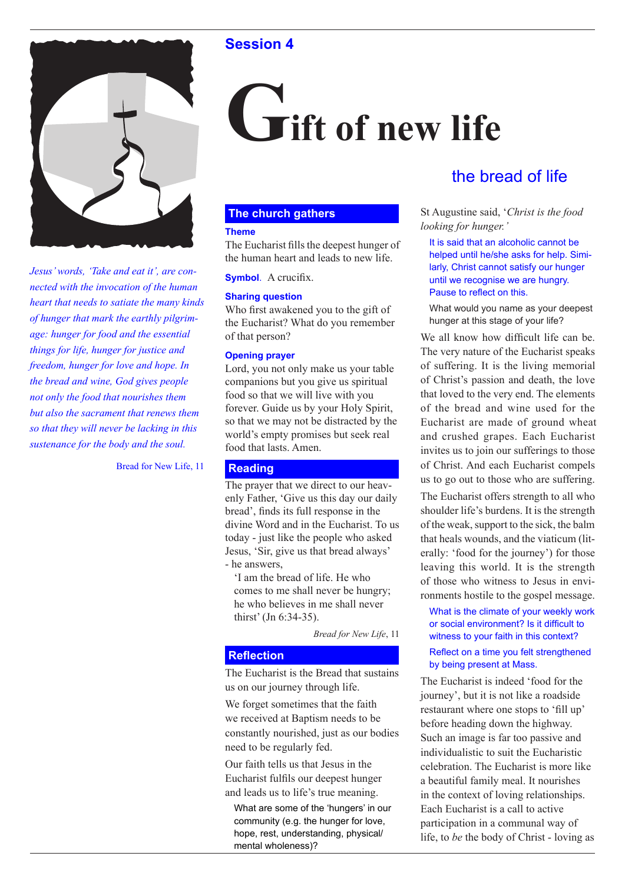## Session 4

# Gift of new life

## the bread of life

*Jesus' words, 'Take and eat it', are connected with the invocation of the human heart that needs to satiate the many kinds of hunger that mark the earthly pilgrimage: hunger for food and the essential things for life, hunger for justice and freedom, hunger for love and hope. In the bread and wine, God gives people not only the food that nourishes them but also the sacrament that renews them so that they will never be lacking in this sustenance for the body and the soul.*

Bread for New Life, 11

### The church gathers

**Theme**

The Eucharist fills the deepest hunger of the human heart and leads to new life.

**Symbol**. A crucifix.

**Sharing question**

Who first awakened you to the gift of the Eucharist? What do you remember of that person?

**Opening prayer**

Lord, you not only make us your table companions but you give us spiritual food so that we will live with you forever. Guide us by your Holy Spirit, so that we may not be distracted by the world's empty promises but seek real food that lasts. Amen.

### Reading

The prayer that we direct to our heavenly Father, 'Give us this day our daily bread', finds its full response in the divine Word and in the Eucharist. To us today - just like the people who asked Jesus, 'Sir, give us that bread always' - he answers,

> 'I am the bread of life. He who comes to me shall never be hungry; he who believes in me shall never thirst' (Jn 6:34-35).

*Bread for New Life*, 11

### Reflection

The Eucharist is the Bread that sustains us on our journey through life.

We forget sometimes that the faith we received at Baptism needs to be constantly nourished, just as our bodies need to be regularly fed.

Our faith tells us that Jesus in the Eucharist fulfils our deepest hunger and leads us to life's true meaning.

> What are some of the 'hungers' in our community (e.g. the hunger for love, hope, rest, understanding, physical/mental wholeness)?

St Augustine said, '*Christ is the food looking for hunger.'*

> It is said that an alcoholic cannot be helped until he/she asks for help. Similarly, Christ cannot satisfy our hunger until we recognise we are hungry. Pause to reflect on this.

> What would you name as your deepest hunger at this stage of your life?

We all know how difficult life can be. The very nature of the Eucharist speaks of suffering. It is the living memorial of Christ's passion and death, the love that loved to the very end. The elements of the bread and wine used for the Eucharist are made of ground wheat and crushed grapes. Each Eucharist invites us to join our sufferings to those of Christ. And each Eucharist compels us to go out to those who are suffering.

The Eucharist offers strength to all who shoulder life's burdens. It is the strength of the weak, support to the sick, the balm that heals wounds, and the viaticum (literally: 'food for the journey') for those leaving this world. It is the strength of those who witness to Jesus in environments hostile to the gospel message.

> What is the climate of your weekly work or social environment? Is it difficult to witness to your faith in this context?

> Reflect on a time you felt strengthened by being present at Mass.

The Eucharist is indeed 'food for the journey', but it is not like a roadside restaurant where one stops to 'fill up' before heading down the highway. Such an image is far too passive and individualistic to suit the Eucharistic celebration. The Eucharist is more like a beautiful family meal. It nourishes in the context of loving relationships. Each Eucharist is a call to active participation in a communal way of life, to *be* the body of Christ - loving as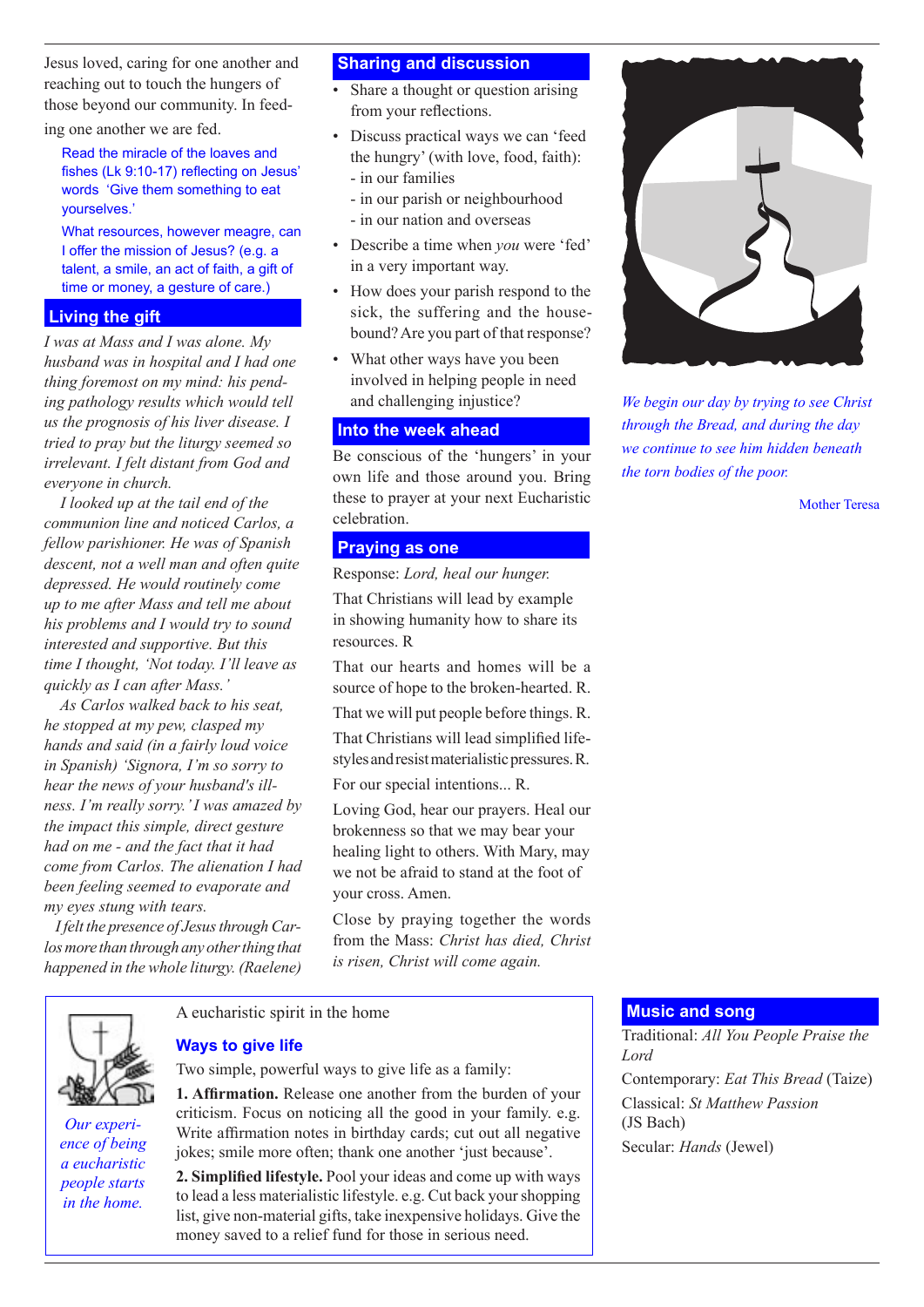Jesus loved, caring for one another and reaching out to touch the hungers of those beyond our community. In feeding one another we are fed.

Read the miracle of the loaves and fishes (Lk 9:10-17) reflecting on Jesus' words 'Give them something to eat yourselves.'

What resources, however meagre, can I offer the mission of Jesus? (e.g. a talent, a smile, an act of faith, a gift of time or money, a gesture of care.)

## Living the gift

*I was at Mass and I was alone. My husband was in hospital and I had one thing foremost on my mind: his pending pathology results which would tell us the prognosis of his liver disease. I tried to pray but the liturgy seemed so irrelevant. I felt distant from God and everyone in church.*

*I looked up at the tail end of the communion line and noticed Carlos, a fellow parishioner. He was of Spanish descent, not a well man and often quite depressed. He would routinely come up to me after Mass and tell me about his problems and I would try to sound interested and supportive. But this time I thought, 'Not today. I'll leave as quickly as I can after Mass.'*

*As Carlos walked back to his seat, he stopped at my pew, clasped my hands and said (in a fairly loud voice in Spanish) 'Signora, I'm so sorry to hear the news of your husband's illness. I'm really sorry.' I was amazed by the impact this simple, direct gesture had on me - and the fact that it had come from Carlos. The alienation I had been feeling seemed to evaporate and my eyes stung with tears.*

*I felt the presence of Jesus through Carlos more than through any other thing that happened in the whole liturgy. (Raelene)*

## Sharing and discussion

- Share a thought or question arising from your reflections.
- Discuss practical ways we can 'feed the hungry' (with love, food, faith):
  - in our families
  - in our parish or neighbourhood
  - in our nation and overseas
- Describe a time when *you* were 'fed' in a very important way.
- How does your parish respond to the sick, the suffering and the housebound? Are you part of that response?
- What other ways have you been involved in helping people in need and challenging injustice?

## Into the week ahead

Be conscious of the 'hungers' in your own life and those around you. Bring these to prayer at your next Eucharistic celebration.

## Praying as one

Response: *Lord, heal our hunger.*

That Christians will lead by example in showing humanity how to share its resources. R

That our hearts and homes will be a source of hope to the broken-hearted. R.

That we will put people before things. R.

That Christians will lead simplified lifestyles and resist materialistic pressures. R.

For our special intentions... R.

Loving God, hear our prayers. Heal our brokenness so that we may bear your healing light to others. With Mary, may we not be afraid to stand at the foot of your cross. Amen.

Close by praying together the words from the Mass: *Christ has died, Christ is risen, Christ will come again.*

*We begin our day by trying to see Christ through the Bread, and during the day we continue to see him hidden beneath the torn bodies of the poor.*

Mother Teresa

*Our experience of being a eucharistic people starts in the home.*

A eucharistic spirit in the home

### Ways to give life

Two simple, powerful ways to give life as a family:

**1. Affirmation.** Release one another from the burden of your criticism. Focus on noticing all the good in your family. e.g. Write affirmation notes in birthday cards; cut out all negative jokes; smile more often; thank one another 'just because'.

**2. Simplified lifestyle.** Pool your ideas and come up with ways to lead a less materialistic lifestyle. e.g. Cut back your shopping list, give non-material gifts, take inexpensive holidays. Give the money saved to a relief fund for those in serious need.

## Music and song

Traditional: *All You People Praise the Lord*

Contemporary: *Eat This Bread* (Taize)

Classical: *St Matthew Passion* (JS Bach)

Secular: *Hands* (Jewel)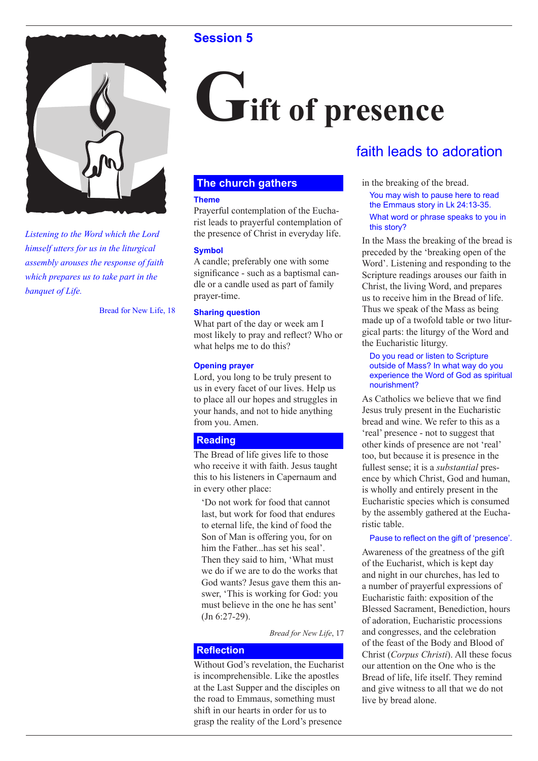Session 5

# Gift of presence

## faith leads to adoration

*Listening to the Word which the Lord himself utters for us in the liturgical assembly arouses the response of faith which prepares us to take part in the banquet of Life.*

Bread for New Life, 18

### The church gathers

**Theme**

Prayerful contemplation of the Eucharist leads to prayerful contemplation of the presence of Christ in everyday life.

**Symbol**

A candle; preferably one with some significance - such as a baptismal candle or a candle used as part of family prayer-time.

**Sharing question**

What part of the day or week am I most likely to pray and reflect? Who or what helps me to do this?

**Opening prayer**

Lord, you long to be truly present to us in every facet of our lives. Help us to place all our hopes and struggles in your hands, and not to hide anything from you. Amen.

### Reading

The Bread of life gives life to those who receive it with faith. Jesus taught this to his listeners in Capernaum and in every other place:

> 'Do not work for food that cannot last, but work for food that endures to eternal life, the kind of food the Son of Man is offering you, for on him the Father...has set his seal'. Then they said to him, 'What must we do if we are to do the works that God wants? Jesus gave them this answer, 'This is working for God: you must believe in the one he has sent' (Jn 6:27-29).

*Bread for New Life*, 17

### Reflection

Without God's revelation, the Eucharist is incomprehensible. Like the apostles at the Last Supper and the disciples on the road to Emmaus, something must shift in our hearts in order for us to grasp the reality of the Lord's presence in the breaking of the bread.

You may wish to pause here to read the Emmaus story in Lk 24:13-35.

What word or phrase speaks to you in this story?

In the Mass the breaking of the bread is preceded by the 'breaking open of the Word'. Listening and responding to the Scripture readings arouses our faith in Christ, the living Word, and prepares us to receive him in the Bread of life. Thus we speak of the Mass as being made up of a twofold table or two liturgical parts: the liturgy of the Word and the Eucharistic liturgy.

Do you read or listen to Scripture outside of Mass? In what way do you experience the Word of God as spiritual nourishment?

As Catholics we believe that we find Jesus truly present in the Eucharistic bread and wine. We refer to this as a 'real' presence - not to suggest that other kinds of presence are not 'real' too, but because it is presence in the fullest sense; it is a *substantial* presence by which Christ, God and human, is wholly and entirely present in the Eucharistic species which is consumed by the assembly gathered at the Eucharistic table.

Pause to reflect on the gift of 'presence'.

Awareness of the greatness of the gift of the Eucharist, which is kept day and night in our churches, has led to a number of prayerful expressions of Eucharistic faith: exposition of the Blessed Sacrament, Benediction, hours of adoration, Eucharistic processions and congresses, and the celebration of the feast of the Body and Blood of Christ (*Corpus Christi*). All these focus our attention on the One who is the Bread of life, life itself. They remind and give witness to all that we do not live by bread alone.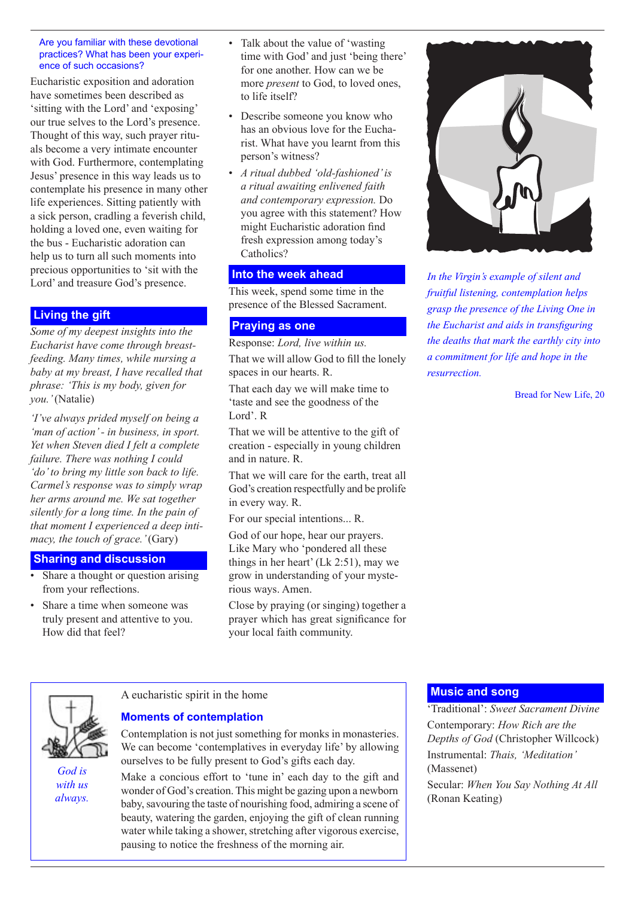Are you familiar with these devotional practices? What has been your experience of such occasions?

Eucharistic exposition and adoration have sometimes been described as 'sitting with the Lord' and 'exposing' our true selves to the Lord's presence. Thought of this way, such prayer rituals become a very intimate encounter with God. Furthermore, contemplating Jesus' presence in this way leads us to contemplate his presence in many other life experiences. Sitting patiently with a sick person, cradling a feverish child, holding a loved one, even waiting for the bus - Eucharistic adoration can help us to turn all such moments into precious opportunities to 'sit with the Lord' and treasure God's presence.

## Living the gift

*Some of my deepest insights into the Eucharist have come through breast-feeding. Many times, while nursing a baby at my breast, I have recalled that phrase: 'This is my body, given for you.'* (Natalie)

*'I've always prided myself on being a 'man of action' - in business, in sport. Yet when Steven died I felt a complete failure. There was nothing I could 'do' to bring my little son back to life. Carmel's response was to simply wrap her arms around me. We sat together silently for a long time. In the pain of that moment I experienced a deep intimacy, the touch of grace.'* (Gary)

## Sharing and discussion

- Share a thought or question arising from your reflections.
- Share a time when someone was truly present and attentive to you. How did that feel?
- Talk about the value of 'wasting time with God' and just 'being there' for one another. How can we be more *present* to God, to loved ones, to life itself?
- Describe someone you know who has an obvious love for the Eucharist. What have you learnt from this person's witness?
- *A ritual dubbed 'old-fashioned' is a ritual awaiting enlivened faith and contemporary expression.* Do you agree with this statement? How might Eucharistic adoration find fresh expression among today's Catholics?

## Into the week ahead

This week, spend some time in the presence of the Blessed Sacrament.

## Praying as one

Response: *Lord, live within us.*

That we will allow God to fill the lonely spaces in our hearts. R.

That each day we will make time to 'taste and see the goodness of the Lord'. R

That we will be attentive to the gift of creation - especially in young children and in nature. R.

That we will care for the earth, treat all God's creation respectfully and be prolife in every way. R.

For our special intentions... R.

God of our hope, hear our prayers. Like Mary who 'pondered all these things in her heart' (Lk 2:51), may we grow in understanding of your mysterious ways. Amen.

Close by praying (or singing) together a prayer which has great significance for your local faith community.

*In the Virgin's example of silent and fruitful listening, contemplation helps grasp the presence of the Living One in the Eucharist and aids in transfiguring the deaths that mark the earthly city into a commitment for life and hope in the resurrection.*

Bread for New Life, 20

*God is with us always.*

A eucharistic spirit in the home

### Moments of contemplation

Contemplation is not just something for monks in monasteries. We can become 'contemplatives in everyday life' by allowing ourselves to be fully present to God's gifts each day.

Make a concious effort to 'tune in' each day to the gift and wonder of God's creation. This might be gazing upon a newborn baby, savouring the taste of nourishing food, admiring a scene of beauty, watering the garden, enjoying the gift of clean running water while taking a shower, stretching after vigorous exercise, pausing to notice the freshness of the morning air.

## Music and song

'Traditional': *Sweet Sacrament Divine*

Contemporary: *How Rich are the Depths of God* (Christopher Willcock)

Instrumental: *Thais, 'Meditation'* (Massenet)

Secular: *When You Say Nothing At All* (Ronan Keating)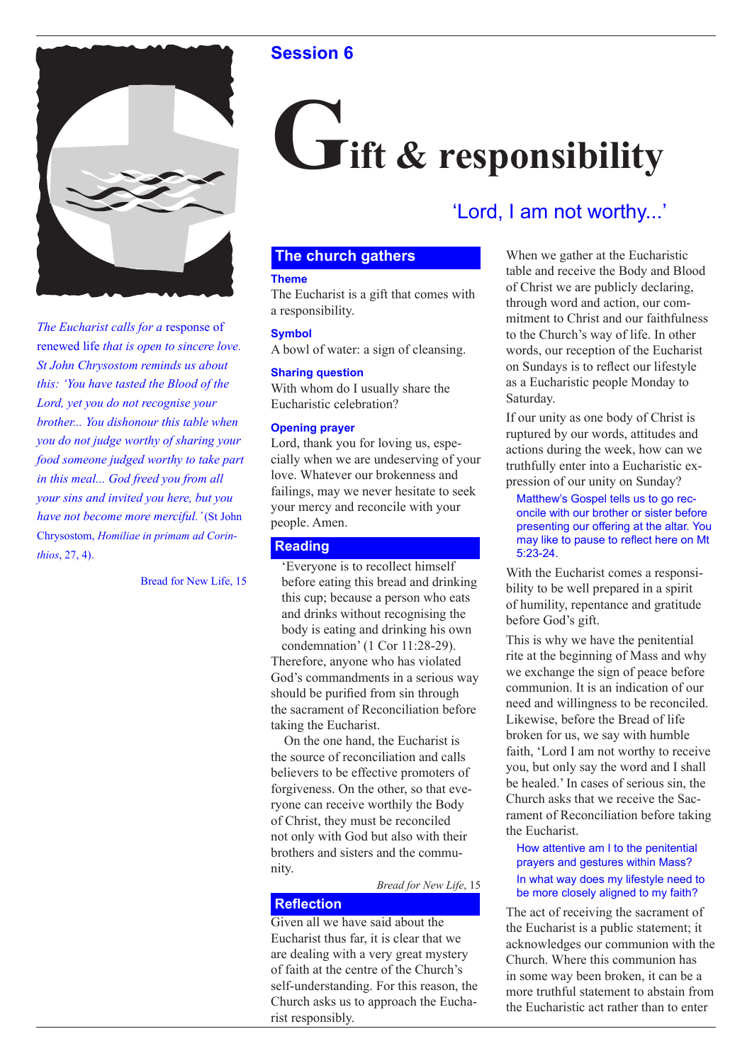## Session 6

# Gift & responsibility

### 'Lord, I am not worthy...'

*The Eucharist calls for a* response of renewed life *that is open to sincere love. St John Chrysostom reminds us about this: 'You have tasted the Blood of the Lord, yet you do not recognise your brother... You dishonour this table when you do not judge worthy of sharing your food someone judged worthy to take part in this meal... God freed you from all your sins and invited you here, but you have not become more merciful.'* (St John Chrysostom, *Homiliae in primam ad Corinthios*, 27, 4).

Bread for New Life, 15

## The church gathers

**Theme**

The Eucharist is a gift that comes with a responsibility.

**Symbol**

A bowl of water: a sign of cleansing.

**Sharing question**

With whom do I usually share the Eucharistic celebration?

**Opening prayer**

Lord, thank you for loving us, especially when we are undeserving of your love. Whatever our brokenness and failings, may we never hesitate to seek your mercy and reconcile with your people. Amen.

## Reading

'Everyone is to recollect himself before eating this bread and drinking this cup; because a person who eats and drinks without recognising the body is eating and drinking his own condemnation' (1 Cor 11:28-29). Therefore, anyone who has violated God's commandments in a serious way should be purified from sin through the sacrament of Reconciliation before taking the Eucharist.

On the one hand, the Eucharist is the source of reconciliation and calls believers to be effective promoters of forgiveness. On the other, so that everyone can receive worthily the Body of Christ, they must be reconciled not only with God but also with their brothers and sisters and the community.

*Bread for New Life*, 15

## Reflection

Given all we have said about the Eucharist thus far, it is clear that we are dealing with a very great mystery of faith at the centre of the Church's self-understanding. For this reason, the Church asks us to approach the Eucharist responsibly.

When we gather at the Eucharistic table and receive the Body and Blood of Christ we are publicly declaring, through word and action, our commitment to Christ and our faithfulness to the Church's way of life. In other words, our reception of the Eucharist on Sundays is to reflect our lifestyle as a Eucharistic people Monday to Saturday.

If our unity as one body of Christ is ruptured by our words, attitudes and actions during the week, how can we truthfully enter into a Eucharistic expression of our unity on Sunday?

> Matthew's Gospel tells us to go reconcile with our brother or sister before presenting our offering at the altar. You may like to pause to reflect here on Mt 5:23-24.

With the Eucharist comes a responsibility to be well prepared in a spirit of humility, repentance and gratitude before God's gift.

This is why we have the penitential rite at the beginning of Mass and why we exchange the sign of peace before communion. It is an indication of our need and willingness to be reconciled. Likewise, before the Bread of life broken for us, we say with humble faith, 'Lord I am not worthy to receive you, but only say the word and I shall be healed.' In cases of serious sin, the Church asks that we receive the Sacrament of Reconciliation before taking the Eucharist.

> How attentive am I to the penitential prayers and gestures within Mass?
>
> In what way does my lifestyle need to be more closely aligned to my faith?

The act of receiving the sacrament of the Eucharist is a public statement; it acknowledges our communion with the Church. Where this communion has in some way been broken, it can be a more truthful statement to abstain from the Eucharistic act rather than to enter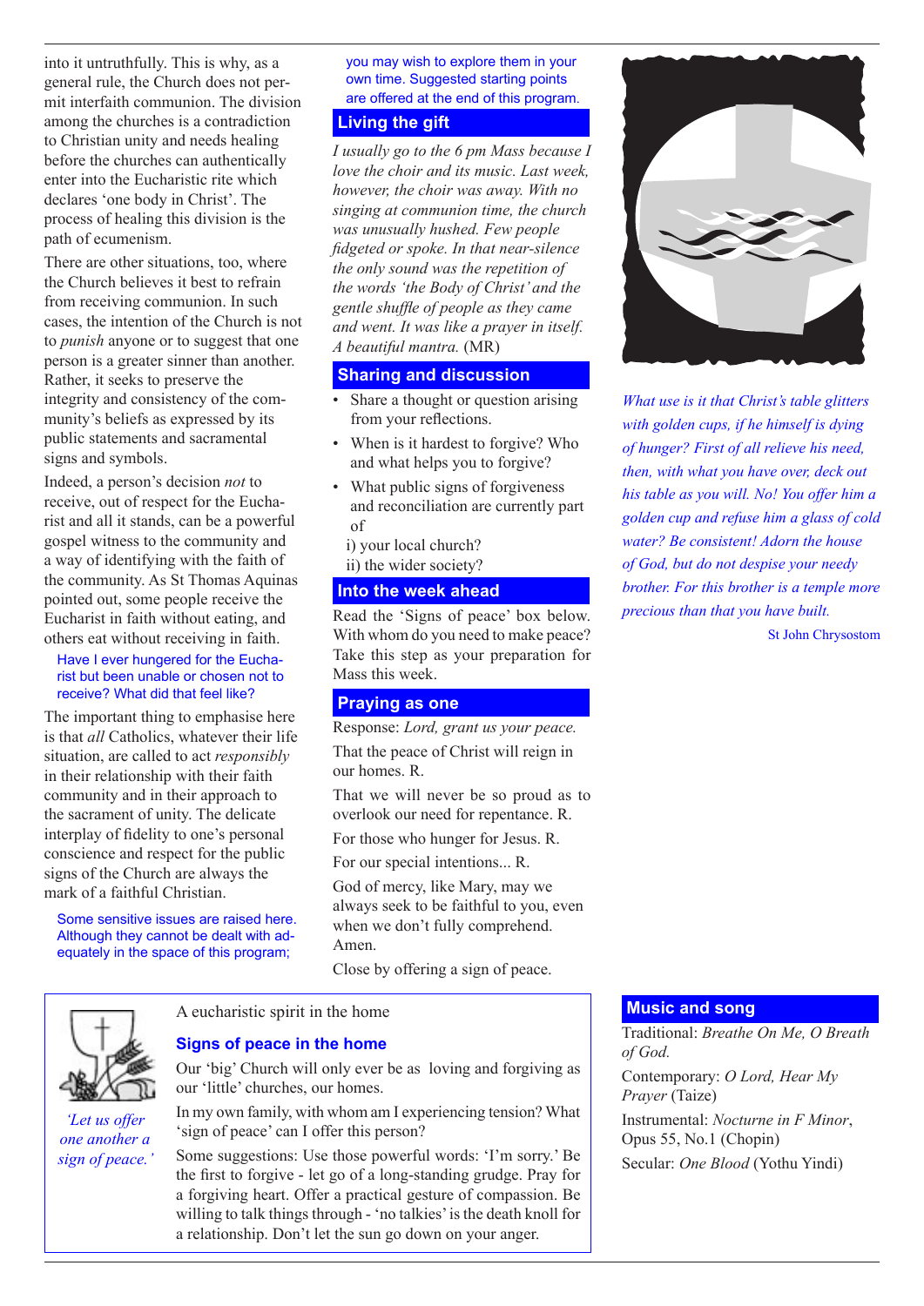into it untruthfully. This is why, as a general rule, the Church does not permit interfaith communion. The division among the churches is a contradiction to Christian unity and needs healing before the churches can authentically enter into the Eucharistic rite which declares 'one body in Christ'. The process of healing this division is the path of ecumenism.

There are other situations, too, where the Church believes it best to refrain from receiving communion. In such cases, the intention of the Church is not to *punish* anyone or to suggest that one person is a greater sinner than another. Rather, it seeks to preserve the integrity and consistency of the community's beliefs as expressed by its public statements and sacramental signs and symbols.

Indeed, a person's decision *not* to receive, out of respect for the Eucharist and all it stands, can be a powerful gospel witness to the community and a way of identifying with the faith of the community. As St Thomas Aquinas pointed out, some people receive the Eucharist in faith without eating, and others eat without receiving in faith.

Have I ever hungered for the Eucharist but been unable or chosen not to receive? What did that feel like?

The important thing to emphasise here is that *all* Catholics, whatever their life situation, are called to act *responsibly* in their relationship with their faith community and in their approach to the sacrament of unity. The delicate interplay of fidelity to one's personal conscience and respect for the public signs of the Church are always the mark of a faithful Christian.

Some sensitive issues are raised here. Although they cannot be dealt with adequately in the space of this program; you may wish to explore them in your own time. Suggested starting points are offered at the end of this program.

## Living the gift

*I usually go to the 6 pm Mass because I love the choir and its music. Last week, however, the choir was away. With no singing at communion time, the church was unusually hushed. Few people fidgeted or spoke. In that near-silence the only sound was the repetition of the words 'the Body of Christ' and the gentle shuffle of people as they came and went. It was like a prayer in itself. A beautiful mantra.* (MR)

## Sharing and discussion

- Share a thought or question arising from your reflections.
- When is it hardest to forgive? Who and what helps you to forgive?
- What public signs of forgiveness and reconciliation are currently part of
  i) your local church?
  ii) the wider society?

## Into the week ahead

Read the 'Signs of peace' box below. With whom do you need to make peace? Take this step as your preparation for Mass this week.

## Praying as one

Response: *Lord, grant us your peace.*

That the peace of Christ will reign in our homes. R.

That we will never be so proud as to overlook our need for repentance. R.

For those who hunger for Jesus. R.

For our special intentions... R.

God of mercy, like Mary, may we always seek to be faithful to you, even when we don't fully comprehend. Amen.

Close by offering a sign of peace.

*What use is it that Christ's table glitters with golden cups, if he himself is dying of hunger? First of all relieve his need, then, with what you have over, deck out his table as you will. No! You offer him a golden cup and refuse him a glass of cold water? Be consistent! Adorn the house of God, but do not despise your needy brother. For this brother is a temple more precious than that you have built.*

St John Chrysostom

A eucharistic spirit in the home

### Signs of peace in the home

*'Let us offer one another a sign of peace.'*

Our 'big' Church will only ever be as loving and forgiving as our 'little' churches, our homes.

In my own family, with whom am I experiencing tension? What 'sign of peace' can I offer this person?

Some suggestions: Use those powerful words: 'I'm sorry.' Be the first to forgive - let go of a long-standing grudge. Pray for a forgiving heart. Offer a practical gesture of compassion. Be willing to talk things through - 'no talkies' is the death knoll for a relationship. Don't let the sun go down on your anger.

## Music and song

Traditional: *Breathe On Me, O Breath of God.*

Contemporary: *O Lord, Hear My Prayer* (Taize)

Instrumental: *Nocturne in F Minor*, Opus 55, No.1 (Chopin)

Secular: *One Blood* (Yothu Yindi)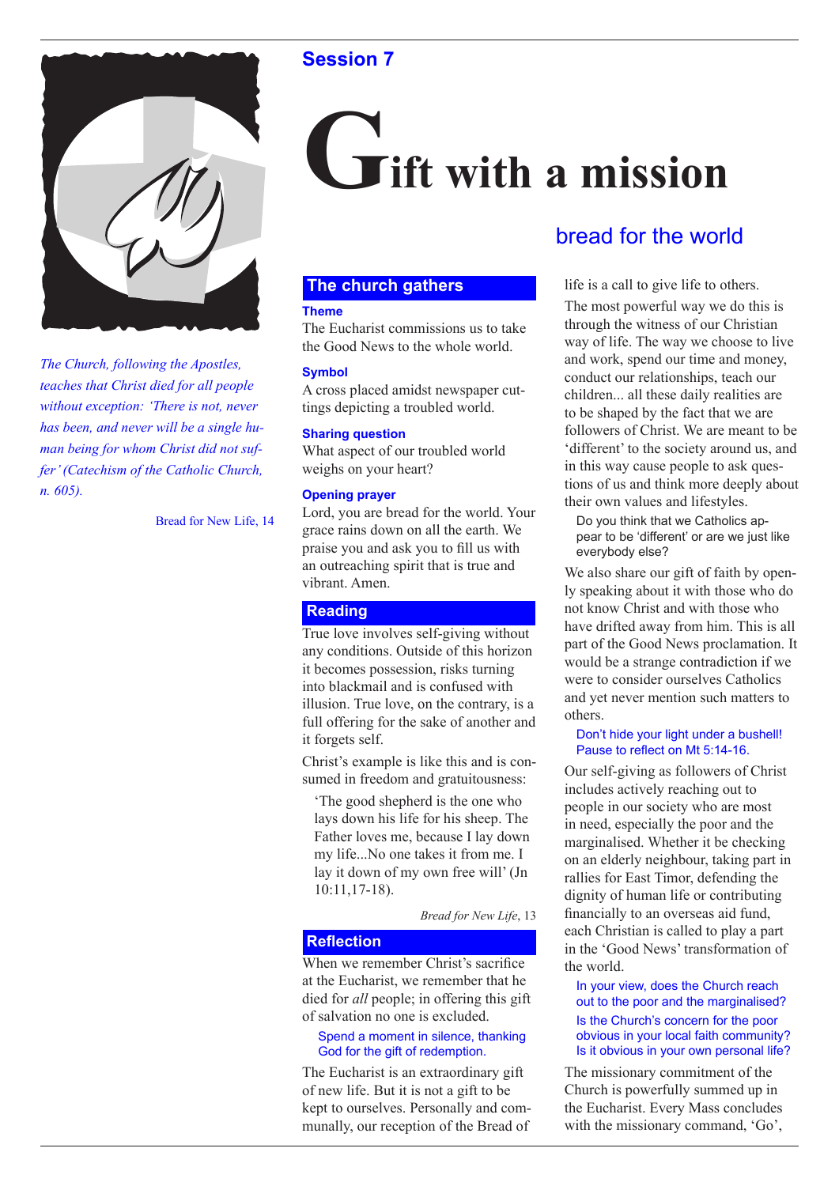## Session 7

# Gift with a mission

## bread for the world

*The Church, following the Apostles, teaches that Christ died for all people without exception: 'There is not, never has been, and never will be a single human being for whom Christ did not suffer' (Catechism of the Catholic Church, n. 605).*

Bread for New Life, 14

### The church gathers

**Theme**

The Eucharist commissions us to take the Good News to the whole world.

**Symbol**

A cross placed amidst newspaper cuttings depicting a troubled world.

**Sharing question**

What aspect of our troubled world weighs on your heart?

**Opening prayer**

Lord, you are bread for the world. Your grace rains down on all the earth. We praise you and ask you to fill us with an outreaching spirit that is true and vibrant. Amen.

### Reading

True love involves self-giving without any conditions. Outside of this horizon it becomes possession, risks turning into blackmail and is confused with illusion. True love, on the contrary, is a full offering for the sake of another and it forgets self.

Christ's example is like this and is consumed in freedom and gratuitousness:

> 'The good shepherd is the one who lays down his life for his sheep. The Father loves me, because I lay down my life...No one takes it from me. I lay it down of my own free will' (Jn 10:11,17-18).

*Bread for New Life*, 13

### Reflection

When we remember Christ's sacrifice at the Eucharist, we remember that he died for *all* people; in offering this gift of salvation no one is excluded.

> Spend a moment in silence, thanking God for the gift of redemption.

The Eucharist is an extraordinary gift of new life. But it is not a gift to be kept to ourselves. Personally and communally, our reception of the Bread of life is a call to give life to others.

The most powerful way we do this is through the witness of our Christian way of life. The way we choose to live and work, spend our time and money, conduct our relationships, teach our children... all these daily realities are to be shaped by the fact that we are followers of Christ. We are meant to be 'different' to the society around us, and in this way cause people to ask questions of us and think more deeply about their own values and lifestyles.

> Do you think that we Catholics appear to be 'different' or are we just like everybody else?

We also share our gift of faith by openly speaking about it with those who do not know Christ and with those who have drifted away from him. This is all part of the Good News proclamation. It would be a strange contradiction if we were to consider ourselves Catholics and yet never mention such matters to others.

> Don't hide your light under a bushell! Pause to reflect on Mt 5:14-16.

Our self-giving as followers of Christ includes actively reaching out to people in our society who are most in need, especially the poor and the marginalised. Whether it be checking on an elderly neighbour, taking part in rallies for East Timor, defending the dignity of human life or contributing financially to an overseas aid fund, each Christian is called to play a part in the 'Good News' transformation of the world.

> In your view, does the Church reach out to the poor and the marginalised?
>
> Is the Church's concern for the poor obvious in your local faith community? Is it obvious in your own personal life?

The missionary commitment of the Church is powerfully summed up in the Eucharist. Every Mass concludes with the missionary command, 'Go',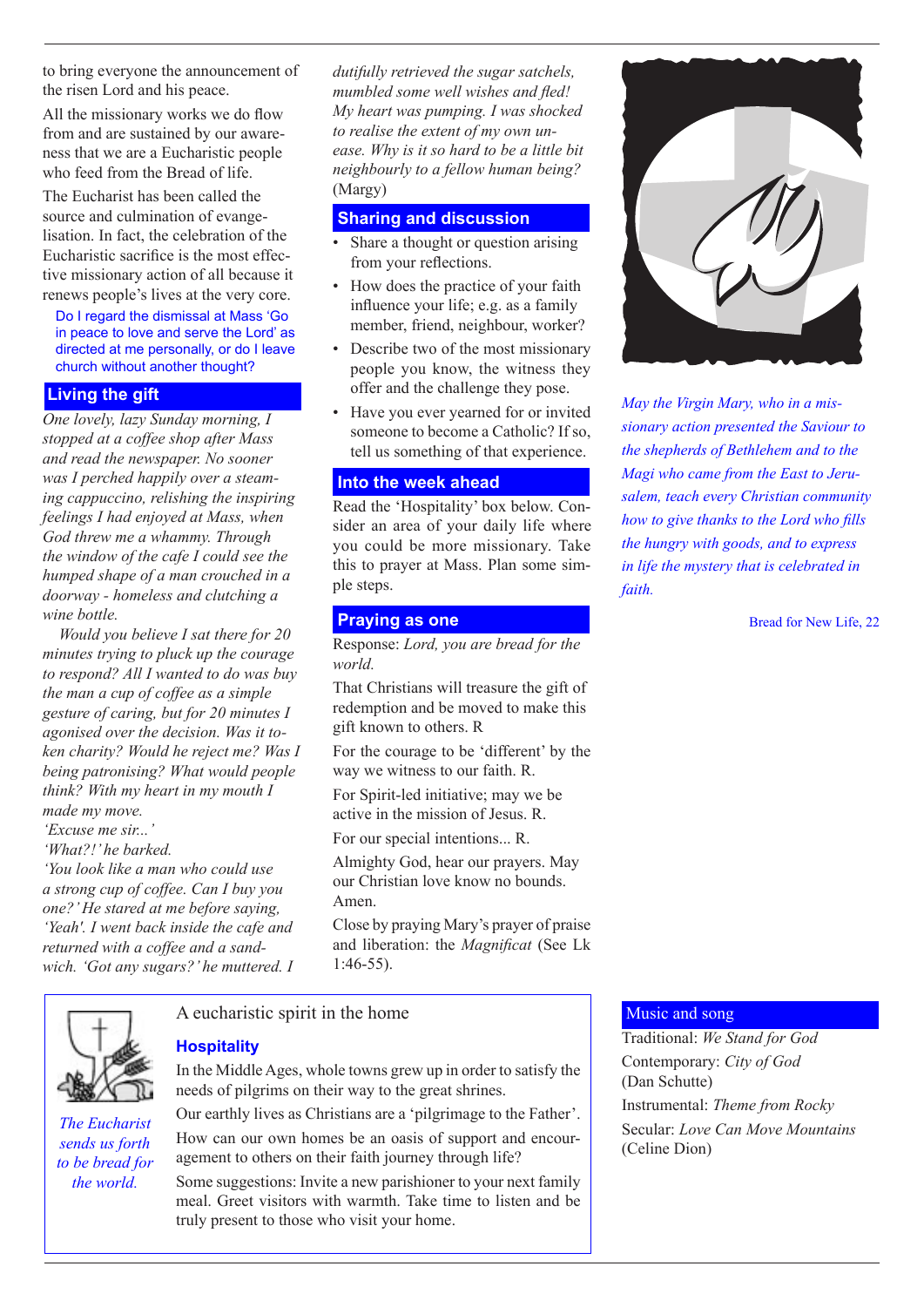to bring everyone the announcement of the risen Lord and his peace.

All the missionary works we do flow from and are sustained by our awareness that we are a Eucharistic people who feed from the Bread of life.

The Eucharist has been called the source and culmination of evangelisation. In fact, the celebration of the Eucharistic sacrifice is the most effective missionary action of all because it renews people's lives at the very core.

Do I regard the dismissal at Mass 'Go in peace to love and serve the Lord' as directed at me personally, or do I leave church without another thought?

## Living the gift

*One lovely, lazy Sunday morning, I stopped at a coffee shop after Mass and read the newspaper. No sooner was I perched happily over a steaming cappuccino, relishing the inspiring feelings I had enjoyed at Mass, when God threw me a whammy. Through the window of the cafe I could see the humped shape of a man crouched in a doorway - homeless and clutching a wine bottle.*

*Would you believe I sat there for 20 minutes trying to pluck up the courage to respond? All I wanted to do was buy the man a cup of coffee as a simple gesture of caring, but for 20 minutes I agonised over the decision. Was it token charity? Would he reject me? Was I being patronising? What would people think? With my heart in my mouth I made my move.*

*'Excuse me sir...'*

*'What?!' he barked.*

*'You look like a man who could use a strong cup of coffee. Can I buy you one?' He stared at me before saying, 'Yeah'. I went back inside the cafe and returned with a coffee and a sandwich. 'Got any sugars?' he muttered. I dutifully retrieved the sugar satchels, mumbled some well wishes and fled! My heart was pumping. I was shocked to realise the extent of my own unease. Why is it so hard to be a little bit neighbourly to a fellow human being?* (Margy)

## Sharing and discussion

- Share a thought or question arising from your reflections.
- How does the practice of your faith influence your life; e.g. as a family member, friend, neighbour, worker?
- Describe two of the most missionary people you know, the witness they offer and the challenge they pose.
- Have you ever yearned for or invited someone to become a Catholic? If so, tell us something of that experience.

## Into the week ahead

Read the 'Hospitality' box below. Consider an area of your daily life where you could be more missionary. Take this to prayer at Mass. Plan some simple steps.

## Praying as one

Response: *Lord, you are bread for the world.*

That Christians will treasure the gift of redemption and be moved to make this gift known to others. R

For the courage to be 'different' by the way we witness to our faith. R.

For Spirit-led initiative; may we be active in the mission of Jesus. R.

For our special intentions... R.

Almighty God, hear our prayers. May our Christian love know no bounds. Amen.

Close by praying Mary's prayer of praise and liberation: the *Magnificat* (See Lk 1:46-55).

*May the Virgin Mary, who in a missionary action presented the Saviour to the shepherds of Bethlehem and to the Magi who came from the East to Jerusalem, teach every Christian community how to give thanks to the Lord who fills the hungry with goods, and to express in life the mystery that is celebrated in faith.*

Bread for New Life, 22

---

A eucharistic spirit in the home

### Hospitality

In the Middle Ages, whole towns grew up in order to satisfy the needs of pilgrims on their way to the great shrines.

Our earthly lives as Christians are a 'pilgrimage to the Father'. How can our own homes be an oasis of support and encouragement to others on their faith journey through life?

Some suggestions: Invite a new parishioner to your next family meal. Greet visitors with warmth. Take time to listen and be truly present to those who visit your home.

*The Eucharist sends us forth to be bread for the world.*

---

## Music and song

Traditional: *We Stand for God*

Contemporary: *City of God* (Dan Schutte)

Instrumental: *Theme from Rocky*

Secular: *Love Can Move Mountains* (Celine Dion)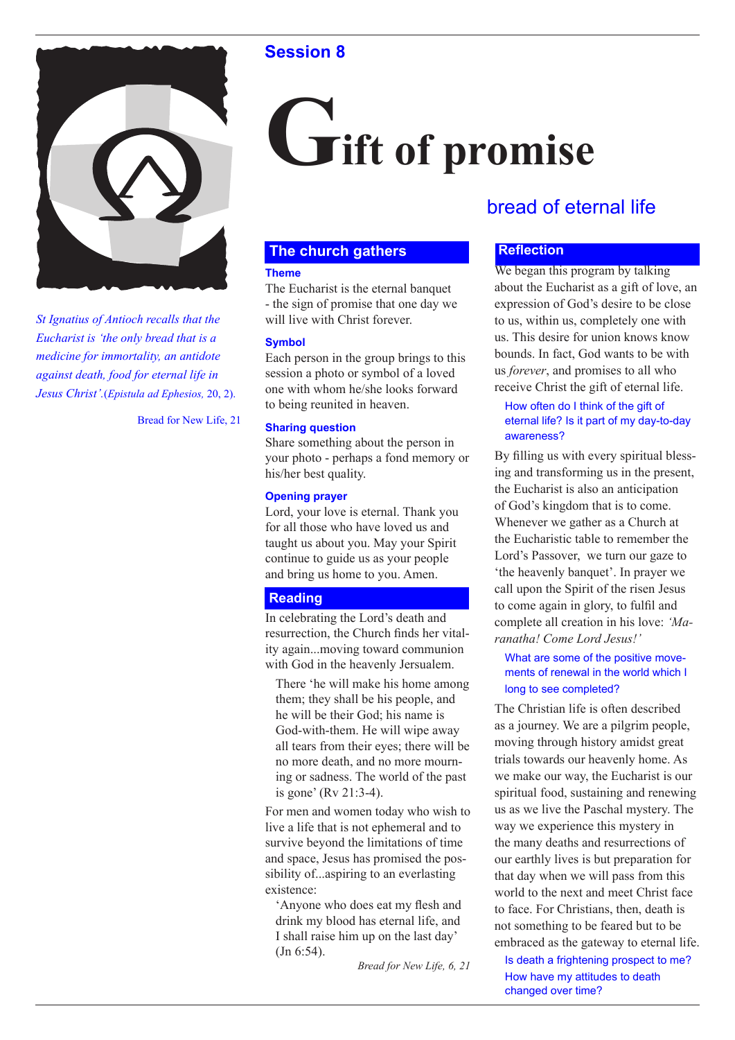## Session 8

# Gift of promise

## bread of eternal life

*St Ignatius of Antioch recalls that the Eucharist is 'the only bread that is a medicine for immortality, an antidote against death, food for eternal life in Jesus Christ'.*(*Epistula ad Ephesios,* 20, 2).

Bread for New Life, 21

### The church gathers

**Theme**

The Eucharist is the eternal banquet - the sign of promise that one day we will live with Christ forever.

**Symbol**

Each person in the group brings to this session a photo or symbol of a loved one with whom he/she looks forward to being reunited in heaven.

**Sharing question**

Share something about the person in your photo - perhaps a fond memory or his/her best quality.

**Opening prayer**

Lord, your love is eternal. Thank you for all those who have loved us and taught us about you. May your Spirit continue to guide us as your people and bring us home to you. Amen.

### Reading

In celebrating the Lord's death and resurrection, the Church finds her vitality again...moving toward communion with God in the heavenly Jersualem.

> There 'he will make his home among them; they shall be his people, and he will be their God; his name is God-with-them. He will wipe away all tears from their eyes; there will be no more death, and no more mourning or sadness. The world of the past is gone' (Rv 21:3-4).

For men and women today who wish to live a life that is not ephemeral and to survive beyond the limitations of time and space, Jesus has promised the possibility of...aspiring to an everlasting existence:

> 'Anyone who does eat my flesh and drink my blood has eternal life, and I shall raise him up on the last day' (Jn 6:54).

*Bread for New Life, 6, 21*

### Reflection

We began this program by talking about the Eucharist as a gift of love, an expression of God's desire to be close to us, within us, completely one with us. This desire for union knows know bounds. In fact, God wants to be with us *forever*, and promises to all who receive Christ the gift of eternal life.

> How often do I think of the gift of eternal life? Is it part of my day-to-day awareness?

By filling us with every spiritual blessing and transforming us in the present, the Eucharist is also an anticipation of God's kingdom that is to come. Whenever we gather as a Church at the Eucharistic table to remember the Lord's Passover, we turn our gaze to 'the heavenly banquet'. In prayer we call upon the Spirit of the risen Jesus to come again in glory, to fulfil and complete all creation in his love: *'Maranatha! Come Lord Jesus!'*

> What are some of the positive movements of renewal in the world which I long to see completed?

The Christian life is often described as a journey. We are a pilgrim people, moving through history amidst great trials towards our heavenly home. As we make our way, the Eucharist is our spiritual food, sustaining and renewing us as we live the Paschal mystery. The way we experience this mystery in the many deaths and resurrections of our earthly lives is but preparation for that day when we will pass from this world to the next and meet Christ face to face. For Christians, then, death is not something to be feared but to be embraced as the gateway to eternal life.

> Is death a frightening prospect to me? How have my attitudes to death changed over time?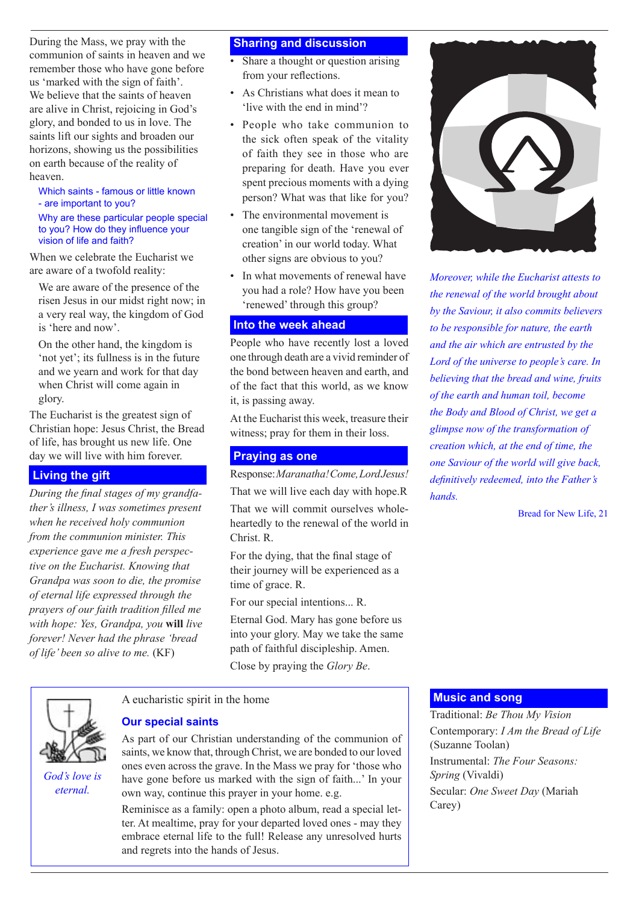During the Mass, we pray with the communion of saints in heaven and we remember those who have gone before us 'marked with the sign of faith'. We believe that the saints of heaven are alive in Christ, rejoicing in God's glory, and bonded to us in love. The saints lift our sights and broaden our horizons, showing us the possibilities on earth because of the reality of heaven.

Which saints - famous or little known - are important to you?

Why are these particular people special to you? How do they influence your vision of life and faith?

When we celebrate the Eucharist we are aware of a twofold reality:

We are aware of the presence of the risen Jesus in our midst right now; in a very real way, the kingdom of God is 'here and now'.

On the other hand, the kingdom is 'not yet'; its fullness is in the future and we yearn and work for that day when Christ will come again in glory.

The Eucharist is the greatest sign of Christian hope: Jesus Christ, the Bread of life, has brought us new life. One day we will live with him forever.

## Living the gift

*During the final stages of my grandfather's illness, I was sometimes present when he received holy communion from the communion minister. This experience gave me a fresh perspective on the Eucharist. Knowing that Grandpa was soon to die, the promise of eternal life expressed through the prayers of our faith tradition filled me with hope: Yes, Grandpa, you* **will** *live forever! Never had the phrase 'bread of life' been so alive to me.* (KF)

## Sharing and discussion

- Share a thought or question arising from your reflections.
- As Christians what does it mean to 'live with the end in mind'?
- People who take communion to the sick often speak of the vitality of faith they see in those who are preparing for death. Have you ever spent precious moments with a dying person? What was that like for you?
- The environmental movement is one tangible sign of the 'renewal of creation' in our world today. What other signs are obvious to you?
- In what movements of renewal have you had a role? How have you been 'renewed' through this group?

## Into the week ahead

People who have recently lost a loved one through death are a vivid reminder of the bond between heaven and earth, and of the fact that this world, as we know it, is passing away.

At the Eucharist this week, treasure their witness; pray for them in their loss.

## Praying as one

Response: *Maranatha! Come, Lord Jesus!*

That we will live each day with hope. R

That we will commit ourselves wholeheartedly to the renewal of the world in Christ. R.

For the dying, that the final stage of their journey will be experienced as a time of grace. R.

For our special intentions... R.

Eternal God. Mary has gone before us into your glory. May we take the same path of faithful discipleship. Amen.

Close by praying the *Glory Be*.

*Moreover, while the Eucharist attests to the renewal of the world brought about by the Saviour, it also commits believers to be responsible for nature, the earth and the air which are entrusted by the Lord of the universe to people's care. In believing that the bread and wine, fruits of the earth and human toil, become the Body and Blood of Christ, we get a glimpse now of the transformation of creation which, at the end of time, the one Saviour of the world will give back, definitively redeemed, into the Father's hands.*

Bread for New Life, 21

*God's love is eternal.*

A eucharistic spirit in the home

### Our special saints

As part of our Christian understanding of the communion of saints, we know that, through Christ, we are bonded to our loved ones even across the grave. In the Mass we pray for 'those who have gone before us marked with the sign of faith...' In your own way, continue this prayer in your home. e.g.

Reminisce as a family: open a photo album, read a special letter. At mealtime, pray for your departed loved ones - may they embrace eternal life to the full! Release any unresolved hurts and regrets into the hands of Jesus.

## Music and song

Traditional: *Be Thou My Vision*

Contemporary: *I Am the Bread of Life* (Suzanne Toolan)

Instrumental: *The Four Seasons: Spring* (Vivaldi)

Secular: *One Sweet Day* (Mariah Carey)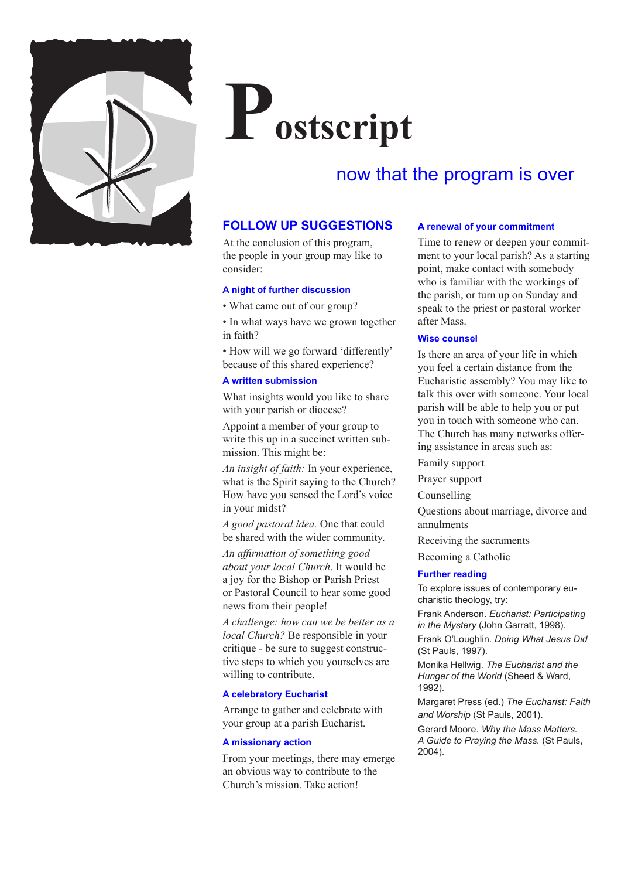# Postscript

## now that the program is over

### FOLLOW UP SUGGESTIONS

At the conclusion of this program, the people in your group may like to consider:

#### A night of further discussion

• What came out of our group?

• In what ways have we grown together in faith?

• How will we go forward 'differently' because of this shared experience?

#### A written submission

What insights would you like to share with your parish or diocese?

Appoint a member of your group to write this up in a succinct written submission. This might be:

*An insight of faith:* In your experience, what is the Spirit saying to the Church? How have you sensed the Lord's voice in your midst?

*A good pastoral idea.* One that could be shared with the wider community.

*An affirmation of something good about your local Church*. It would be a joy for the Bishop or Parish Priest or Pastoral Council to hear some good news from their people!

*A challenge: how can we be better as a local Church?* Be responsible in your critique - be sure to suggest constructive steps to which you yourselves are willing to contribute.

#### A celebratory Eucharist

Arrange to gather and celebrate with your group at a parish Eucharist.

#### A missionary action

From your meetings, there may emerge an obvious way to contribute to the Church's mission. Take action!

#### A renewal of your commitment

Time to renew or deepen your commitment to your local parish? As a starting point, make contact with somebody who is familiar with the workings of the parish, or turn up on Sunday and speak to the priest or pastoral worker after Mass.

#### Wise counsel

Is there an area of your life in which you feel a certain distance from the Eucharistic assembly? You may like to talk this over with someone. Your local parish will be able to help you or put you in touch with someone who can. The Church has many networks offering assistance in areas such as:

Family support

Prayer support

Counselling

Questions about marriage, divorce and annulments

Receiving the sacraments

Becoming a Catholic

#### Further reading

To explore issues of contemporary eucharistic theology, try:

Frank Anderson. *Eucharist: Participating in the Mystery* (John Garratt, 1998).

Frank O'Loughlin. *Doing What Jesus Did* (St Pauls, 1997).

Monika Hellwig. *The Eucharist and the Hunger of the World* (Sheed & Ward, 1992).

Margaret Press (ed.) *The Eucharist: Faith and Worship* (St Pauls, 2001).

Gerard Moore. *Why the Mass Matters. A Guide to Praying the Mass.* (St Pauls, 2004).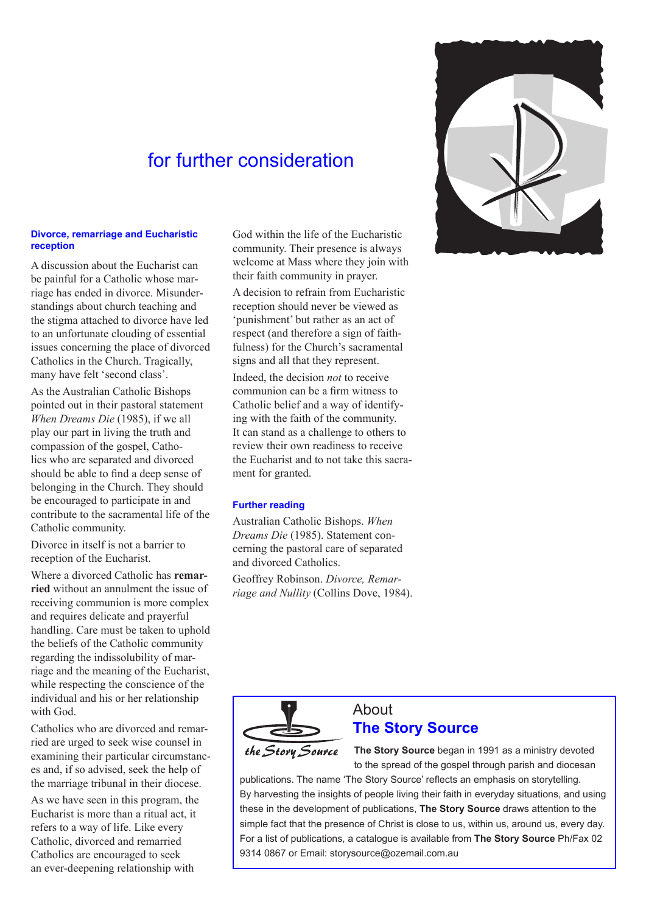# for further consideration

### Divorce, remarriage and Eucharistic reception

A discussion about the Eucharist can be painful for a Catholic whose marriage has ended in divorce. Misunderstandings about church teaching and the stigma attached to divorce have led to an unfortunate clouding of essential issues concerning the place of divorced Catholics in the Church. Tragically, many have felt 'second class'.

As the Australian Catholic Bishops pointed out in their pastoral statement *When Dreams Die* (1985), if we all play our part in living the truth and compassion of the gospel, Catholics who are separated and divorced should be able to find a deep sense of belonging in the Church. They should be encouraged to participate in and contribute to the sacramental life of the Catholic community.

Divorce in itself is not a barrier to reception of the Eucharist.

Where a divorced Catholic has **remarried** without an annulment the issue of receiving communion is more complex and requires delicate and prayerful handling. Care must be taken to uphold the beliefs of the Catholic community regarding the indissolubility of marriage and the meaning of the Eucharist, while respecting the conscience of the individual and his or her relationship with God.

Catholics who are divorced and remarried are urged to seek wise counsel in examining their particular circumstances and, if so advised, seek the help of the marriage tribunal in their diocese.

As we have seen in this program, the Eucharist is more than a ritual act, it refers to a way of life. Like every Catholic, divorced and remarried Catholics are encouraged to seek an ever-deepening relationship with God within the life of the Eucharistic community. Their presence is always welcome at Mass where they join with their faith community in prayer.

A decision to refrain from Eucharistic reception should never be viewed as 'punishment' but rather as an act of respect (and therefore a sign of faithfulness) for the Church's sacramental signs and all that they represent.

Indeed, the decision *not* to receive communion can be a firm witness to Catholic belief and a way of identifying with the faith of the community. It can stand as a challenge to others to review their own readiness to receive the Eucharist and to not take this sacrament for granted.

### Further reading

Australian Catholic Bishops. *When Dreams Die* (1985). Statement concerning the pastoral care of separated and divorced Catholics.

Geoffrey Robinson. *Divorce, Remarriage and Nullity* (Collins Dove, 1984).

## About **The Story Source**

**The Story Source** began in 1991 as a ministry devoted to the spread of the gospel through parish and diocesan publications. The name 'The Story Source' reflects an emphasis on storytelling. By harvesting the insights of people living their faith in everyday situations, and using these in the development of publications, **The Story Source** draws attention to the simple fact that the presence of Christ is close to us, within us, around us, every day. For a list of publications, a catalogue is available from **The Story Source** Ph/Fax 02 9314 0867 or Email: storysource@ozemail.com.au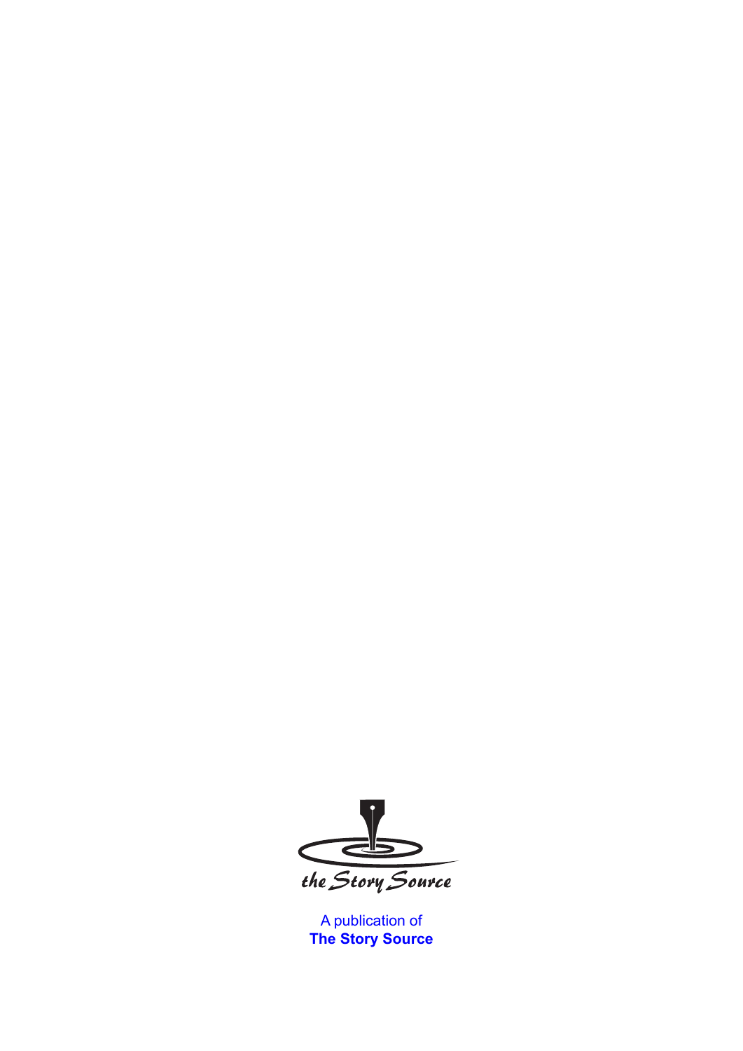the Story Source

A publication of
**The Story Source**